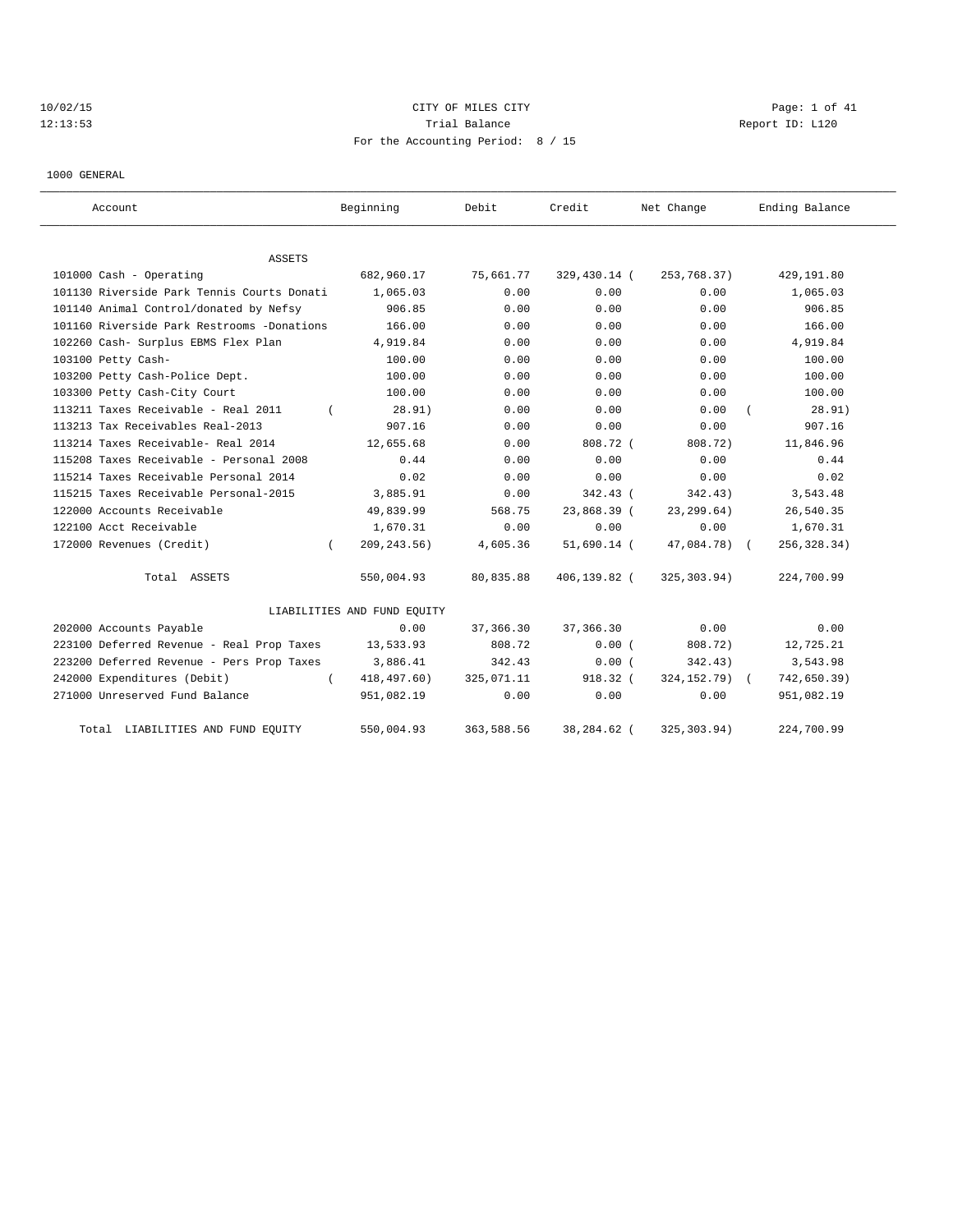CITY OF MILES CITY
Trial Balance
Report ID: L120
For the Accounting Period: 8 / 15

10/02/15
12:13:53

1000 GENERAL

| Account | Beginning | Debit | Credit | Net Change | Ending Balance |
|---|---|---|---|---|---|
| **ASSETS** | | | | | |
| 101000 Cash - Operating | 682,960.17 | 75,661.77 | 329,430.14 | ( 253,768.37) | 429,191.80 |
| 101130 Riverside Park Tennis Courts Donati | 1,065.03 | 0.00 | 0.00 | 0.00 | 1,065.03 |
| 101140 Animal Control/donated by Nefsy | 906.85 | 0.00 | 0.00 | 0.00 | 906.85 |
| 101160 Riverside Park Restrooms -Donations | 166.00 | 0.00 | 0.00 | 0.00 | 166.00 |
| 102260 Cash- Surplus EBMS Flex Plan | 4,919.84 | 0.00 | 0.00 | 0.00 | 4,919.84 |
| 103100 Petty Cash- | 100.00 | 0.00 | 0.00 | 0.00 | 100.00 |
| 103200 Petty Cash-Police Dept. | 100.00 | 0.00 | 0.00 | 0.00 | 100.00 |
| 103300 Petty Cash-City Court | 100.00 | 0.00 | 0.00 | 0.00 | 100.00 |
| 113211 Taxes Receivable - Real 2011 | ( 28.91) | 0.00 | 0.00 | 0.00 | ( 28.91) |
| 113213 Tax Receivables Real-2013 | 907.16 | 0.00 | 0.00 | 0.00 | 907.16 |
| 113214 Taxes Receivable- Real 2014 | 12,655.68 | 0.00 | 808.72 | ( 808.72) | 11,846.96 |
| 115208 Taxes Receivable - Personal 2008 | 0.44 | 0.00 | 0.00 | 0.00 | 0.44 |
| 115214 Taxes Receivable Personal 2014 | 0.02 | 0.00 | 0.00 | 0.00 | 0.02 |
| 115215 Taxes Receivable Personal-2015 | 3,885.91 | 0.00 | 342.43 | ( 342.43) | 3,543.48 |
| 122000 Accounts Receivable | 49,839.99 | 568.75 | 23,868.39 | ( 23,299.64) | 26,540.35 |
| 122100 Acct Receivable | 1,670.31 | 0.00 | 0.00 | 0.00 | 1,670.31 |
| 172000 Revenues (Credit) | ( 209,243.56) | 4,605.36 | 51,690.14 | ( 47,084.78) | ( 256,328.34) |
| Total ASSETS | 550,004.93 | 80,835.88 | 406,139.82 | ( 325,303.94) | 224,700.99 |
| **LIABILITIES AND FUND EQUITY** | | | | | |
| 202000 Accounts Payable | 0.00 | 37,366.30 | 37,366.30 | 0.00 | 0.00 |
| 223100 Deferred Revenue - Real Prop Taxes | 13,533.93 | 808.72 | 0.00 | ( 808.72) | 12,725.21 |
| 223200 Deferred Revenue - Pers Prop Taxes | 3,886.41 | 342.43 | 0.00 | ( 342.43) | 3,543.98 |
| 242000 Expenditures (Debit) | ( 418,497.60) | 325,071.11 | 918.32 | ( 324,152.79) | ( 742,650.39) |
| 271000 Unreserved Fund Balance | 951,082.19 | 0.00 | 0.00 | 0.00 | 951,082.19 |
| Total LIABILITIES AND FUND EQUITY | 550,004.93 | 363,588.56 | 38,284.62 | ( 325,303.94) | 224,700.99 |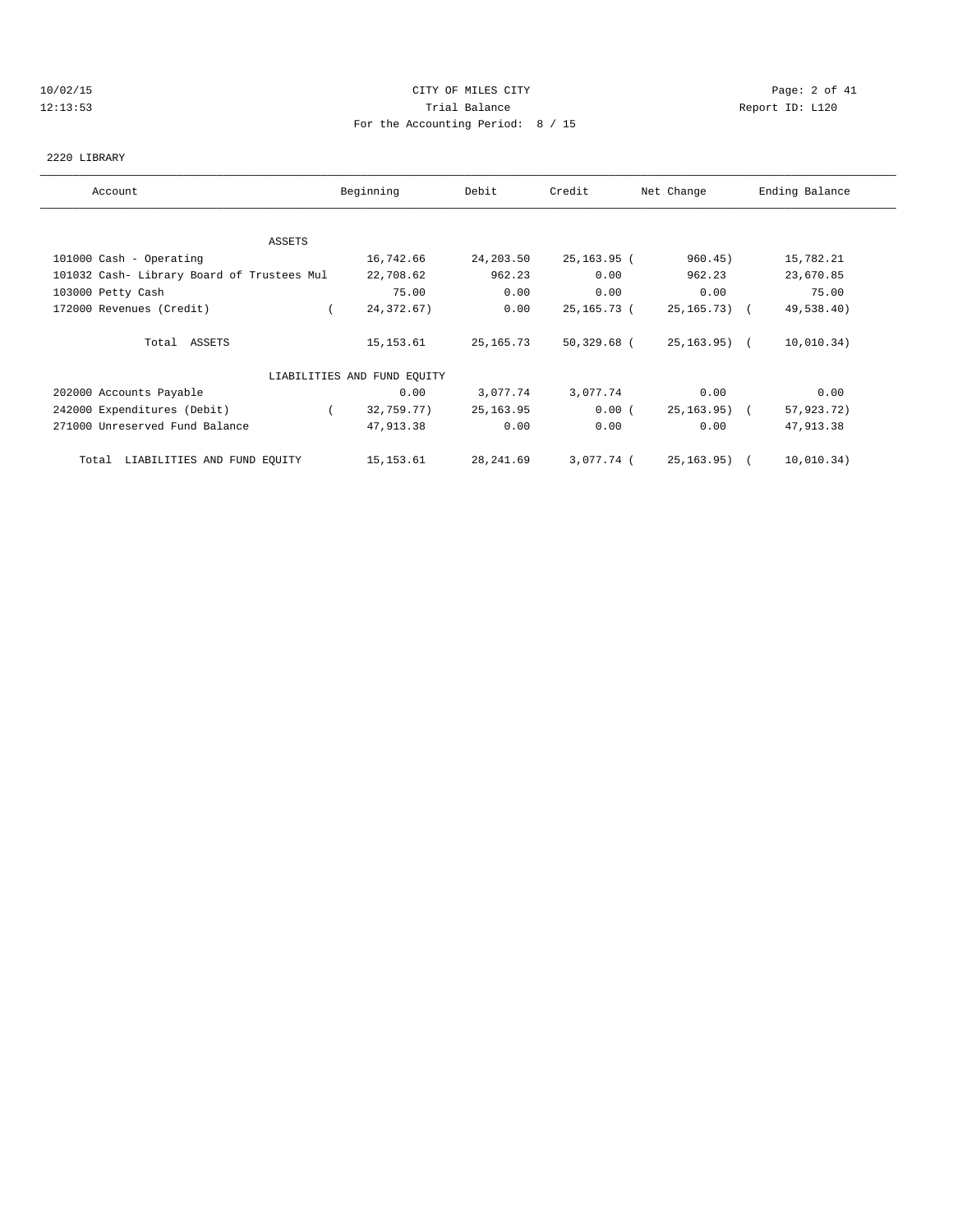CITY OF MILES CITY
Trial Balance
For the Accounting Period: 8 / 15

10/02/15
12:13:53

Report ID: L120

2220 LIBRARY

| Account | Beginning | Debit | Credit | Net Change | Ending Balance |
|---|---|---|---|---|---|
| ASSETS | | | | | |
| 101000 Cash - Operating | 16,742.66 | 24,203.50 | 25,163.95 | ( 960.45) | 15,782.21 |
| 101032 Cash- Library Board of Trustees Mul | 22,708.62 | 962.23 | 0.00 | 962.23 | 23,670.85 |
| 103000 Petty Cash | 75.00 | 0.00 | 0.00 | 0.00 | 75.00 |
| 172000 Revenues (Credit) | ( 24,372.67) | 0.00 | 25,165.73 | ( 25,165.73) | ( 49,538.40) |
| Total ASSETS | 15,153.61 | 25,165.73 | 50,329.68 | ( 25,163.95) | ( 10,010.34) |
| LIABILITIES AND FUND EQUITY | | | | | |
| 202000 Accounts Payable | 0.00 | 3,077.74 | 3,077.74 | 0.00 | 0.00 |
| 242000 Expenditures (Debit) | ( 32,759.77) | 25,163.95 | 0.00 | ( 25,163.95) | ( 57,923.72) |
| 271000 Unreserved Fund Balance | 47,913.38 | 0.00 | 0.00 | 0.00 | 47,913.38 |
| Total LIABILITIES AND FUND EQUITY | 15,153.61 | 28,241.69 | 3,077.74 | ( 25,163.95) | ( 10,010.34) |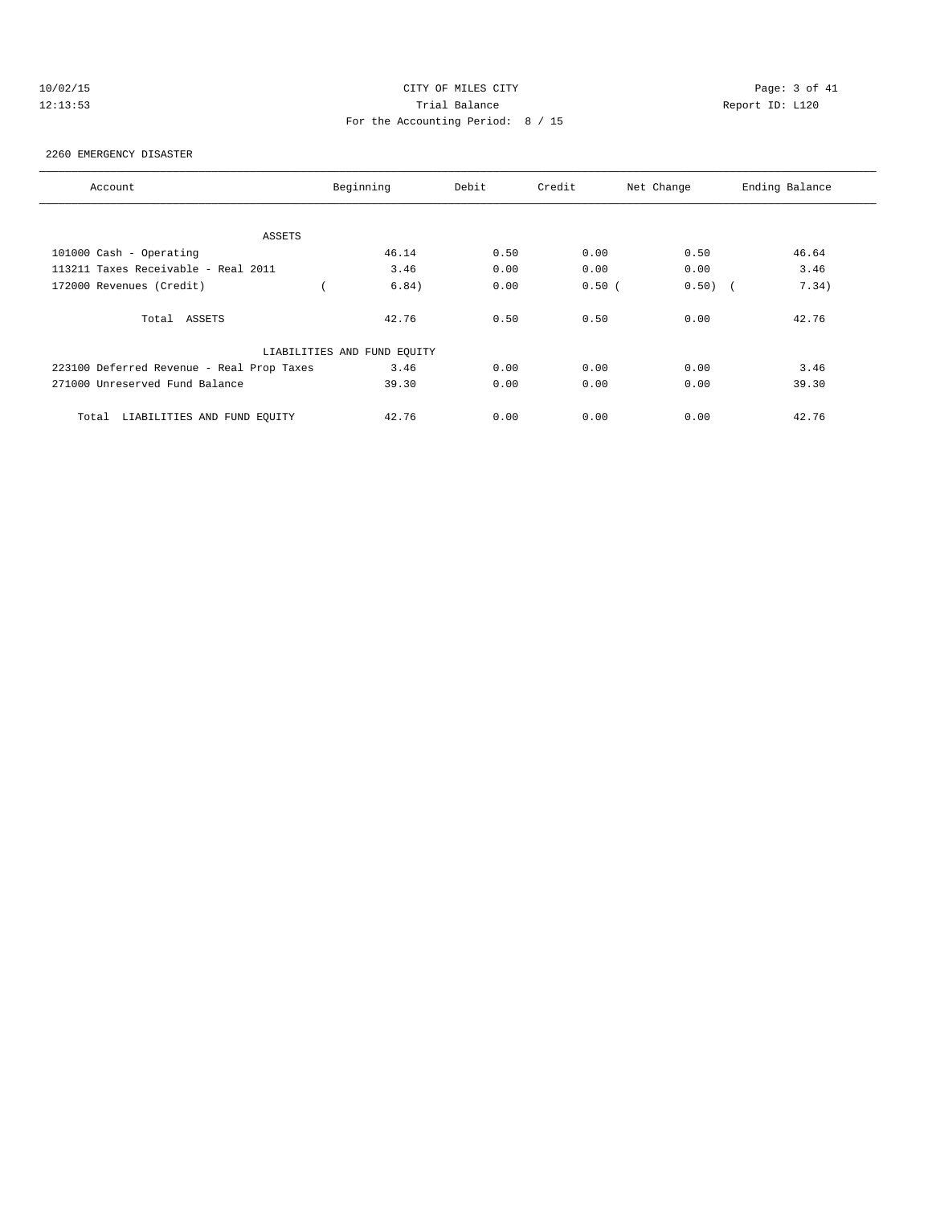CITY OF MILES CITY
Trial Balance
For the Accounting Period: 8 / 15

10/02/15
12:13:53

Report ID: L120

2260 EMERGENCY DISASTER

| Account | Beginning | Debit | Credit | Net Change | Ending Balance |
|---|---|---|---|---|---|
| ASSETS | | | | | |
| 101000 Cash - Operating | 46.14 | 0.50 | 0.00 | 0.50 | 46.64 |
| 113211 Taxes Receivable - Real 2011 | 3.46 | 0.00 | 0.00 | 0.00 | 3.46 |
| 172000 Revenues (Credit) | ( 6.84) | 0.00 | 0.50 | ( 0.50) | ( 7.34) |
| Total ASSETS | 42.76 | 0.50 | 0.50 | 0.00 | 42.76 |
| LIABILITIES AND FUND EQUITY | | | | | |
| 223100 Deferred Revenue - Real Prop Taxes | 3.46 | 0.00 | 0.00 | 0.00 | 3.46 |
| 271000 Unreserved Fund Balance | 39.30 | 0.00 | 0.00 | 0.00 | 39.30 |
| Total LIABILITIES AND FUND EQUITY | 42.76 | 0.00 | 0.00 | 0.00 | 42.76 |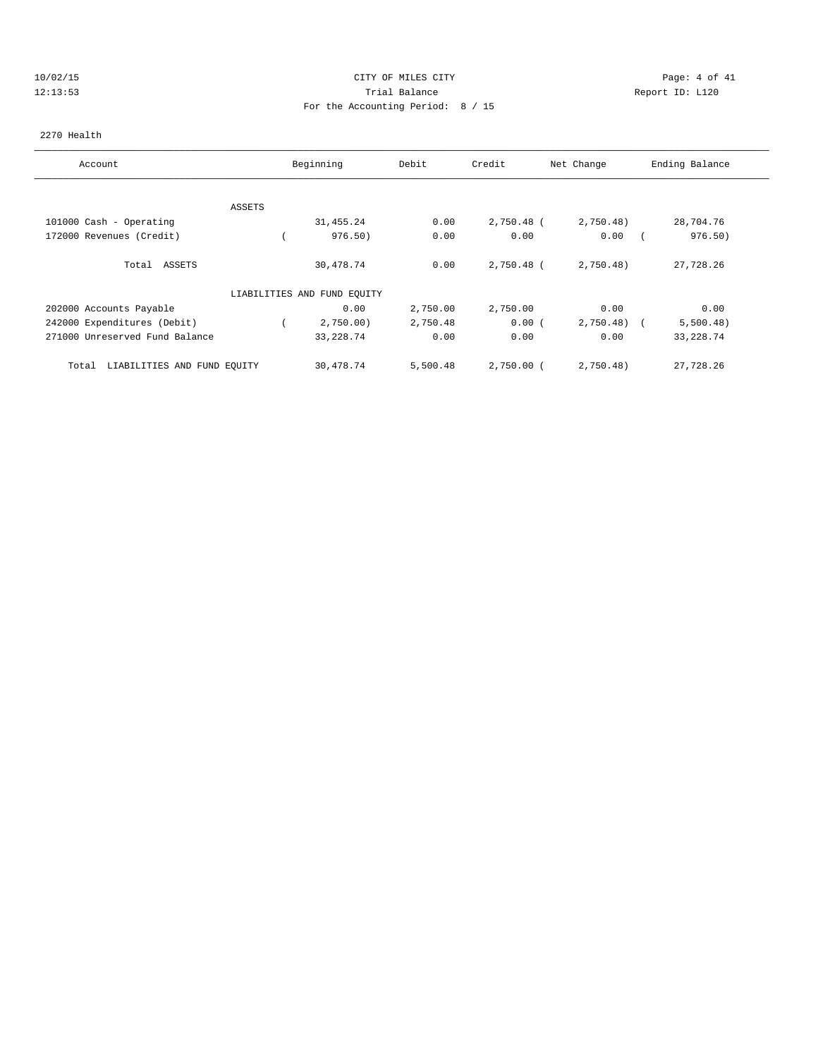CITY OF MILES CITY

Trial Balance

For the Accounting Period: 8 / 15

10/02/15
12:13:53

Report ID: L120

2270 Health

| Account | Beginning | Debit | Credit | Net Change | Ending Balance |
|---|---|---|---|---|---|
| ASSETS | | | | | |
| 101000 Cash - Operating | 31,455.24 | 0.00 | 2,750.48 | (2,750.48) | 28,704.76 |
| 172000 Revenues (Credit) | (976.50) | 0.00 | 0.00 | 0.00 | (976.50) |
| Total ASSETS | 30,478.74 | 0.00 | 2,750.48 | (2,750.48) | 27,728.26 |
| LIABILITIES AND FUND EQUITY | | | | | |
| 202000 Accounts Payable | 0.00 | 2,750.00 | 2,750.00 | 0.00 | 0.00 |
| 242000 Expenditures (Debit) | (2,750.00) | 2,750.48 | 0.00 | (2,750.48) | (5,500.48) |
| 271000 Unreserved Fund Balance | 33,228.74 | 0.00 | 0.00 | 0.00 | 33,228.74 |
| Total LIABILITIES AND FUND EQUITY | 30,478.74 | 5,500.48 | 2,750.00 | (2,750.48) | 27,728.26 |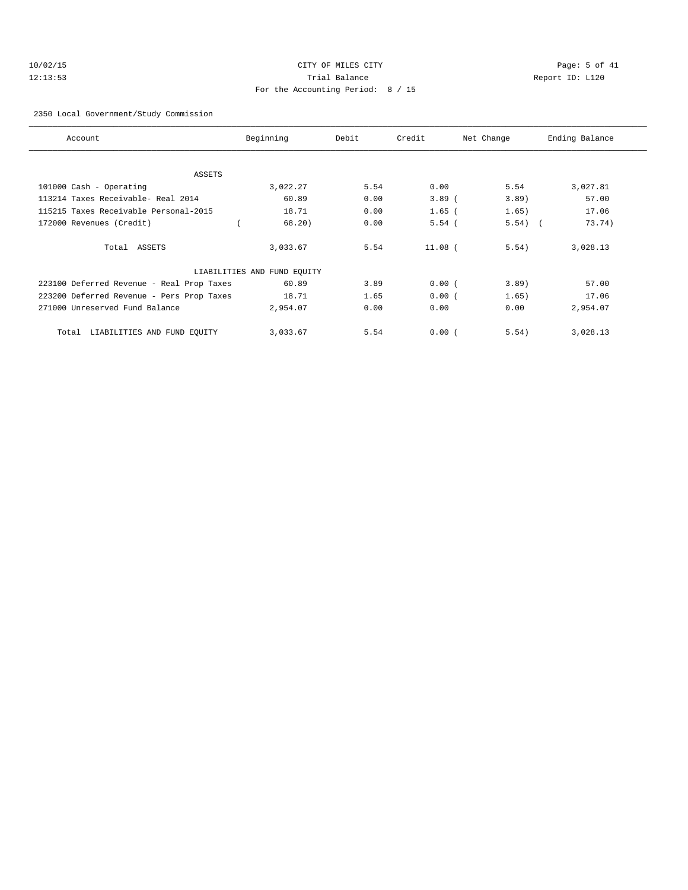CITY OF MILES CITY

Trial Balance

For the Accounting Period: 8 / 15

10/02/15
12:13:53

Report ID: L120

2350 Local Government/Study Commission

| Account | Beginning | Debit | Credit | Net Change | Ending Balance |
|---|---|---|---|---|---|
| ASSETS | | | | | |
| 101000 Cash - Operating | 3,022.27 | 5.54 | 0.00 | 5.54 | 3,027.81 |
| 113214 Taxes Receivable- Real 2014 | 60.89 | 0.00 | 3.89 | ( 3.89) | 57.00 |
| 115215 Taxes Receivable Personal-2015 | 18.71 | 0.00 | 1.65 | ( 1.65) | 17.06 |
| 172000 Revenues (Credit) | ( 68.20) | 0.00 | 5.54 | ( 5.54) | ( 73.74) |
| Total ASSETS | 3,033.67 | 5.54 | 11.08 | ( 5.54) | 3,028.13 |
| LIABILITIES AND FUND EQUITY | | | | | |
| 223100 Deferred Revenue - Real Prop Taxes | 60.89 | 3.89 | 0.00 | ( 3.89) | 57.00 |
| 223200 Deferred Revenue - Pers Prop Taxes | 18.71 | 1.65 | 0.00 | ( 1.65) | 17.06 |
| 271000 Unreserved Fund Balance | 2,954.07 | 0.00 | 0.00 | 0.00 | 2,954.07 |
| Total LIABILITIES AND FUND EQUITY | 3,033.67 | 5.54 | 0.00 | ( 5.54) | 3,028.13 |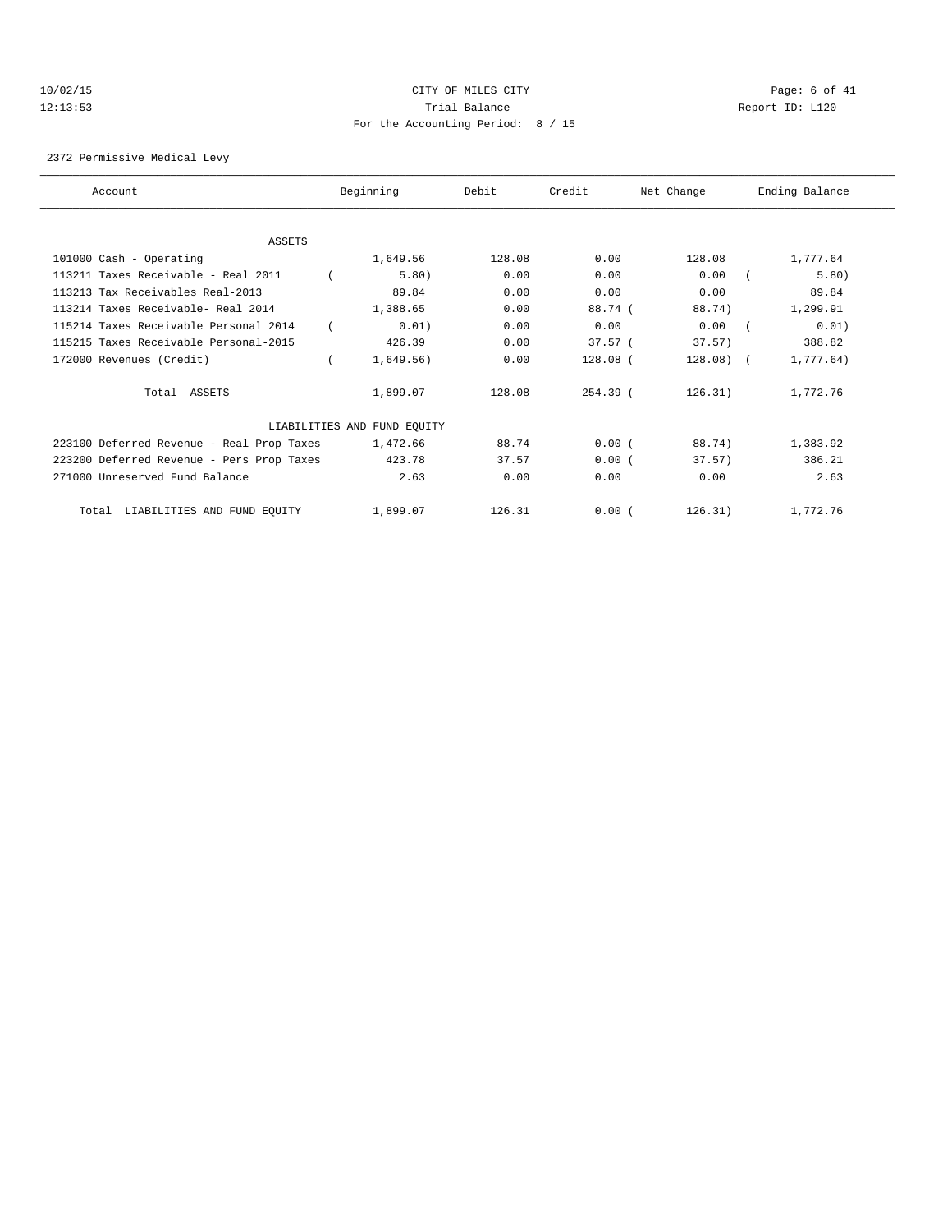CITY OF MILES CITY

Trial Balance

For the Accounting Period: 8 / 15

10/02/15 12:13:53

Report ID: L120

2372 Permissive Medical Levy

| Account | Beginning | Debit | Credit | Net Change | Ending Balance |
|---|---|---|---|---|---|
| **ASSETS** | | | | | |
| 101000 Cash - Operating | 1,649.56 | 128.08 | 0.00 | 128.08 | 1,777.64 |
| 113211 Taxes Receivable - Real 2011 | ( 5.80) | 0.00 | 0.00 | 0.00 | ( 5.80) |
| 113213 Tax Receivables Real-2013 | 89.84 | 0.00 | 0.00 | 0.00 | 89.84 |
| 113214 Taxes Receivable- Real 2014 | 1,388.65 | 0.00 | 88.74 | ( 88.74) | 1,299.91 |
| 115214 Taxes Receivable Personal 2014 | ( 0.01) | 0.00 | 0.00 | 0.00 | ( 0.01) |
| 115215 Taxes Receivable Personal-2015 | 426.39 | 0.00 | 37.57 | ( 37.57) | 388.82 |
| 172000 Revenues (Credit) | ( 1,649.56) | 0.00 | 128.08 | ( 128.08) | ( 1,777.64) |
| Total ASSETS | 1,899.07 | 128.08 | 254.39 | ( 126.31) | 1,772.76 |
| **LIABILITIES AND FUND EQUITY** | | | | | |
| 223100 Deferred Revenue - Real Prop Taxes | 1,472.66 | 88.74 | 0.00 | ( 88.74) | 1,383.92 |
| 223200 Deferred Revenue - Pers Prop Taxes | 423.78 | 37.57 | 0.00 | ( 37.57) | 386.21 |
| 271000 Unreserved Fund Balance | 2.63 | 0.00 | 0.00 | 0.00 | 2.63 |
| Total LIABILITIES AND FUND EQUITY | 1,899.07 | 126.31 | 0.00 | ( 126.31) | 1,772.76 |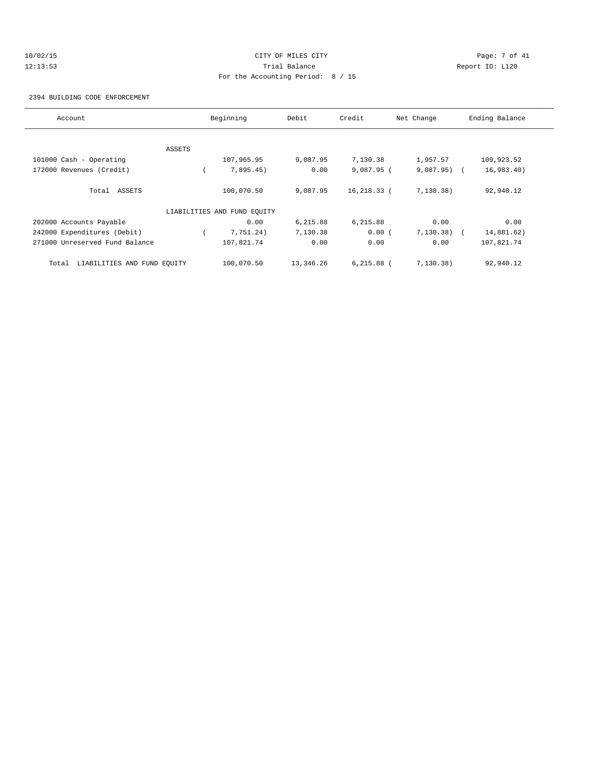CITY OF MILES CITY

Trial Balance

For the Accounting Period: 8 / 15

10/02/15
12:13:53

Report ID: L120

2394 BUILDING CODE ENFORCEMENT

| Account | Beginning | Debit | Credit | Net Change | Ending Balance |
|---|---|---|---|---|---|
| ASSETS | | | | | |
| 101000 Cash - Operating | 107,965.95 | 9,087.95 | 7,130.38 | 1,957.57 | 109,923.52 |
| 172000 Revenues (Credit) | ( 7,895.45) | 0.00 | 9,087.95 | ( 9,087.95) | ( 16,983.40) |
| Total ASSETS | 100,070.50 | 9,087.95 | 16,218.33 | ( 7,130.38) | 92,940.12 |
| LIABILITIES AND FUND EQUITY | | | | | |
| 202000 Accounts Payable | 0.00 | 6,215.88 | 6,215.88 | 0.00 | 0.00 |
| 242000 Expenditures (Debit) | ( 7,751.24) | 7,130.38 | 0.00 | ( 7,130.38) | ( 14,881.62) |
| 271000 Unreserved Fund Balance | 107,821.74 | 0.00 | 0.00 | 0.00 | 107,821.74 |
| Total LIABILITIES AND FUND EQUITY | 100,070.50 | 13,346.26 | 6,215.88 | ( 7,130.38) | 92,940.12 |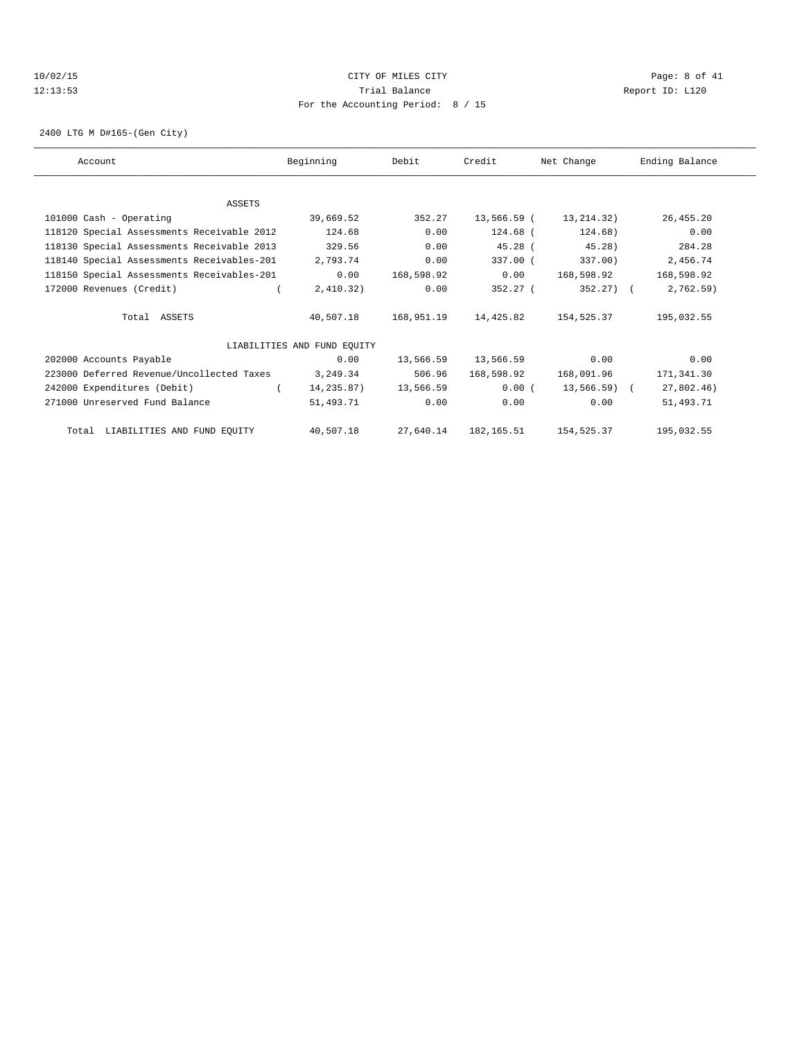CITY OF MILES CITY
Trial Balance
For the Accounting Period: 8 / 15

10/02/15
12:13:53

Report ID: L120

2400 LTG M D#165-(Gen City)

| Account | Beginning | Debit | Credit | Net Change | Ending Balance |
|---|---|---|---|---|---|
| ASSETS | | | | | |
| 101000 Cash - Operating | 39,669.52 | 352.27 | 13,566.59 | ( 13,214.32) | 26,455.20 |
| 118120 Special Assessments Receivable 2012 | 124.68 | 0.00 | 124.68 | ( 124.68) | 0.00 |
| 118130 Special Assessments Receivable 2013 | 329.56 | 0.00 | 45.28 | ( 45.28) | 284.28 |
| 118140 Special Assessments Receivables-201 | 2,793.74 | 0.00 | 337.00 | ( 337.00) | 2,456.74 |
| 118150 Special Assessments Receivables-201 | 0.00 | 168,598.92 | 0.00 | 168,598.92 | 168,598.92 |
| 172000 Revenues (Credit) | ( 2,410.32) | 0.00 | 352.27 | ( 352.27) | ( 2,762.59) |
| Total ASSETS | 40,507.18 | 168,951.19 | 14,425.82 | 154,525.37 | 195,032.55 |
| LIABILITIES AND FUND EQUITY | | | | | |
| 202000 Accounts Payable | 0.00 | 13,566.59 | 13,566.59 | 0.00 | 0.00 |
| 223000 Deferred Revenue/Uncollected Taxes | 3,249.34 | 506.96 | 168,598.92 | 168,091.96 | 171,341.30 |
| 242000 Expenditures (Debit) | ( 14,235.87) | 13,566.59 | 0.00 | ( 13,566.59) | ( 27,802.46) |
| 271000 Unreserved Fund Balance | 51,493.71 | 0.00 | 0.00 | 0.00 | 51,493.71 |
| Total LIABILITIES AND FUND EQUITY | 40,507.18 | 27,640.14 | 182,165.51 | 154,525.37 | 195,032.55 |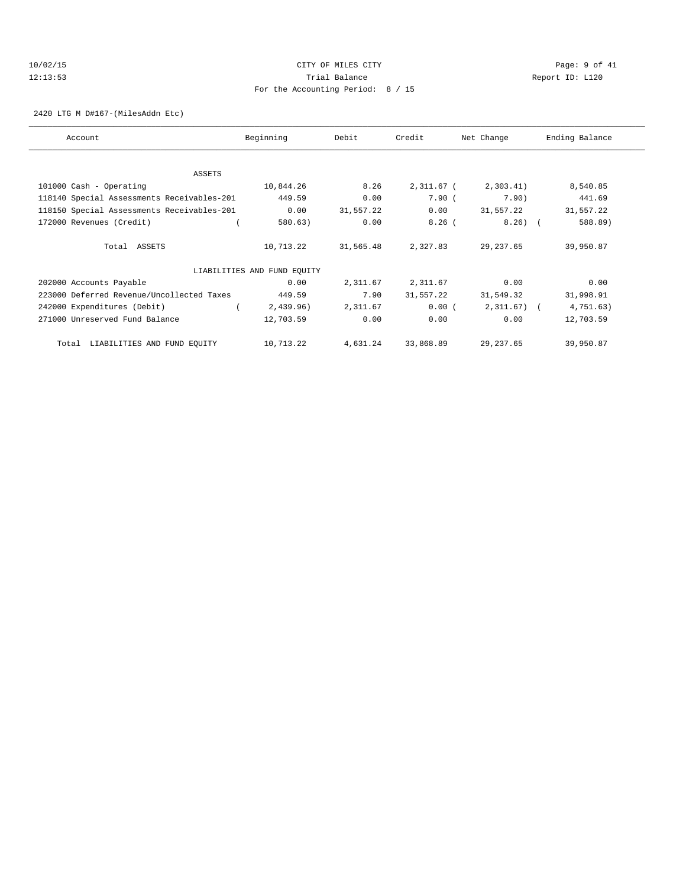10/02/15 CITY OF MILES CITY
12:13:53 Trial Balance Report ID: L120
For the Accounting Period: 8 / 15

2420 LTG M D#167-(MilesAddn Etc)

| Account | Beginning | Debit | Credit | Net Change | Ending Balance |
|---|---|---|---|---|---|
| ASSETS | | | | | |
| 101000 Cash - Operating | 10,844.26 | 8.26 | 2,311.67 | ( 2,303.41) | 8,540.85 |
| 118140 Special Assessments Receivables-201 | 449.59 | 0.00 | 7.90 | ( 7.90) | 441.69 |
| 118150 Special Assessments Receivables-201 | 0.00 | 31,557.22 | 0.00 | 31,557.22 | 31,557.22 |
| 172000 Revenues (Credit) | ( 580.63) | 0.00 | 8.26 | ( 8.26) | ( 588.89) |
| Total ASSETS | 10,713.22 | 31,565.48 | 2,327.83 | 29,237.65 | 39,950.87 |
| LIABILITIES AND FUND EQUITY | | | | | |
| 202000 Accounts Payable | 0.00 | 2,311.67 | 2,311.67 | 0.00 | 0.00 |
| 223000 Deferred Revenue/Uncollected Taxes | 449.59 | 7.90 | 31,557.22 | 31,549.32 | 31,998.91 |
| 242000 Expenditures (Debit) | ( 2,439.96) | 2,311.67 | 0.00 | ( 2,311.67) | ( 4,751.63) |
| 271000 Unreserved Fund Balance | 12,703.59 | 0.00 | 0.00 | 0.00 | 12,703.59 |
| Total LIABILITIES AND FUND EQUITY | 10,713.22 | 4,631.24 | 33,868.89 | 29,237.65 | 39,950.87 |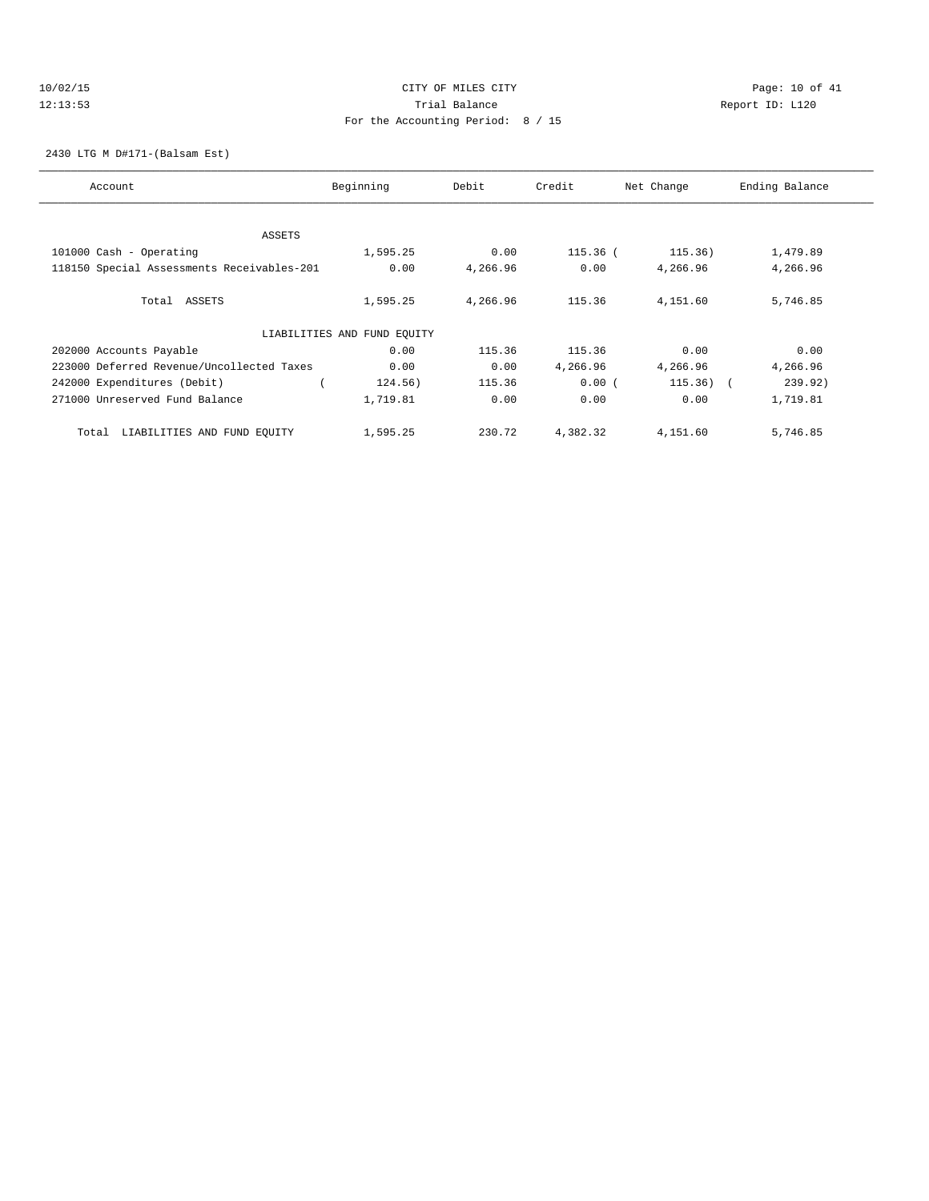CITY OF MILES CITY
Trial Balance
For the Accounting Period: 8 / 15

10/02/15
12:13:53

Report ID: L120

2430 LTG M D#171-(Balsam Est)

| Account | Beginning | Debit | Credit | Net Change | Ending Balance |
|---|---|---|---|---|---|
| ASSETS | | | | | |
| 101000 Cash - Operating | 1,595.25 | 0.00 | 115.36 | ( 115.36) | 1,479.89 |
| 118150 Special Assessments Receivables-201 | 0.00 | 4,266.96 | 0.00 | 4,266.96 | 4,266.96 |
| Total ASSETS | 1,595.25 | 4,266.96 | 115.36 | 4,151.60 | 5,746.85 |
| LIABILITIES AND FUND EQUITY | | | | | |
| 202000 Accounts Payable | 0.00 | 115.36 | 115.36 | 0.00 | 0.00 |
| 223000 Deferred Revenue/Uncollected Taxes | 0.00 | 0.00 | 4,266.96 | 4,266.96 | 4,266.96 |
| 242000 Expenditures (Debit) | ( 124.56) | 115.36 | 0.00 | ( 115.36) | ( 239.92) |
| 271000 Unreserved Fund Balance | 1,719.81 | 0.00 | 0.00 | 0.00 | 1,719.81 |
| Total LIABILITIES AND FUND EQUITY | 1,595.25 | 230.72 | 4,382.32 | 4,151.60 | 5,746.85 |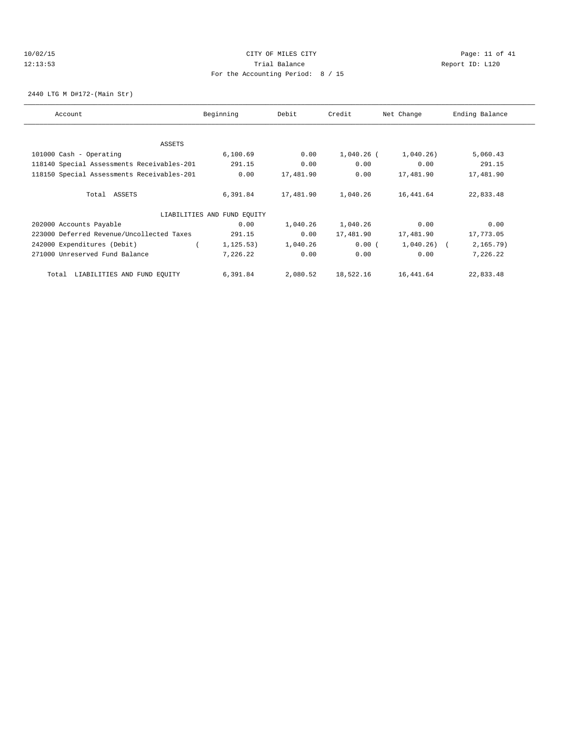CITY OF MILES CITY

Trial Balance

For the Accounting Period: 8 / 15

2440 LTG M D#172-(Main Str)

| Account | Beginning | Debit | Credit | Net Change | Ending Balance |
|---|---|---|---|---|---|
| ASSETS | | | | | |
| 101000 Cash - Operating | 6,100.69 | 0.00 | 1,040.26 | ( 1,040.26) | 5,060.43 |
| 118140 Special Assessments Receivables-201 | 291.15 | 0.00 | 0.00 | 0.00 | 291.15 |
| 118150 Special Assessments Receivables-201 | 0.00 | 17,481.90 | 0.00 | 17,481.90 | 17,481.90 |
| Total ASSETS | 6,391.84 | 17,481.90 | 1,040.26 | 16,441.64 | 22,833.48 |
| LIABILITIES AND FUND EQUITY | | | | | |
| 202000 Accounts Payable | 0.00 | 1,040.26 | 1,040.26 | 0.00 | 0.00 |
| 223000 Deferred Revenue/Uncollected Taxes | 291.15 | 0.00 | 17,481.90 | 17,481.90 | 17,773.05 |
| 242000 Expenditures (Debit) | ( 1,125.53) | 1,040.26 | 0.00 | ( 1,040.26) | ( 2,165.79) |
| 271000 Unreserved Fund Balance | 7,226.22 | 0.00 | 0.00 | 0.00 | 7,226.22 |
| Total LIABILITIES AND FUND EQUITY | 6,391.84 | 2,080.52 | 18,522.16 | 16,441.64 | 22,833.48 |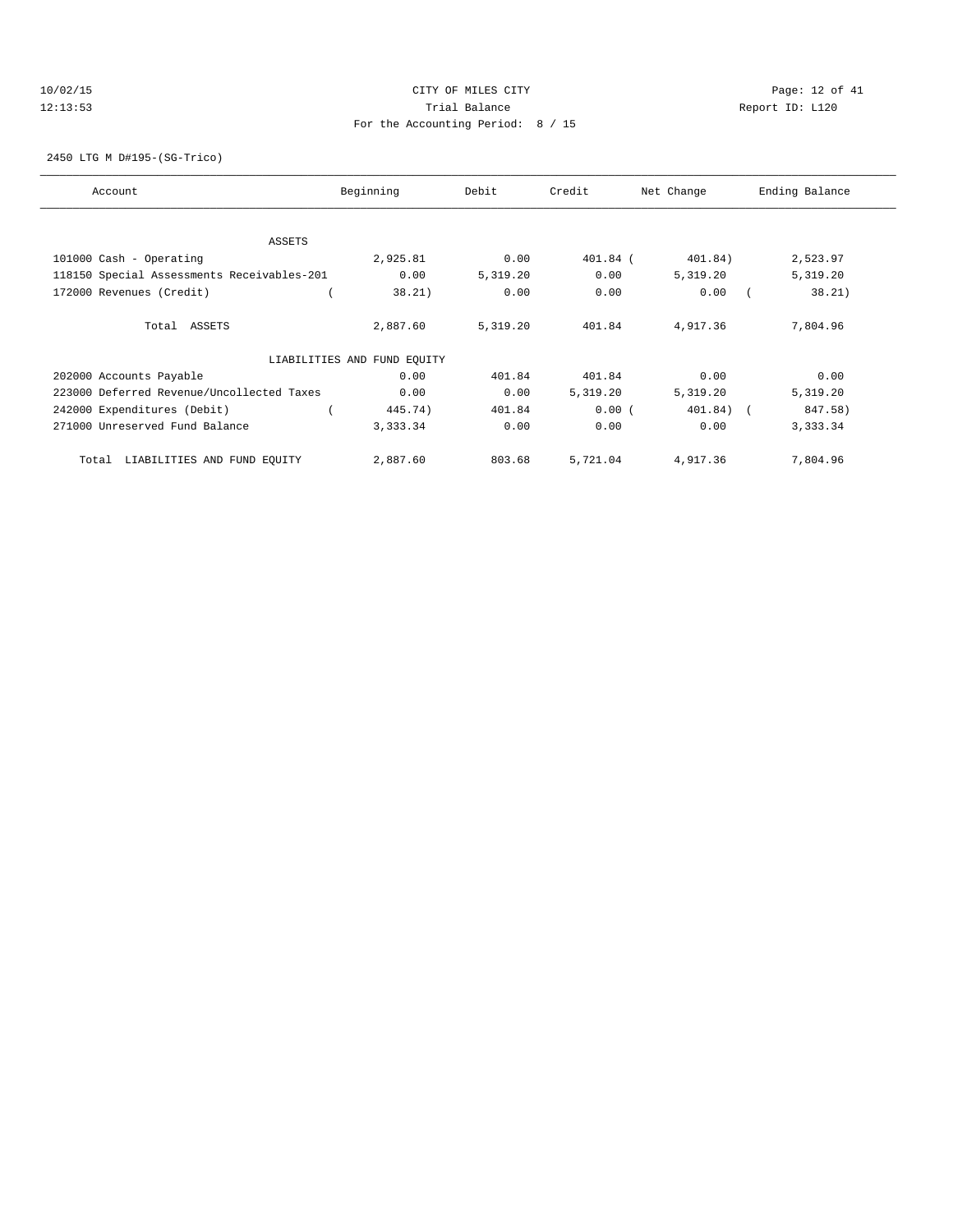10/02/15 CITY OF MILES CITY
12:13:53 Trial Balance Report ID: L120
For the Accounting Period: 8 / 15

2450 LTG M D#195-(SG-Trico)

| Account | Beginning | Debit | Credit | Net Change | Ending Balance |
|---|---|---|---|---|---|
| ASSETS | | | | | |
| 101000 Cash - Operating | 2,925.81 | 0.00 | 401.84 | ( 401.84) | 2,523.97 |
| 118150 Special Assessments Receivables-201 | 0.00 | 5,319.20 | 0.00 | 5,319.20 | 5,319.20 |
| 172000 Revenues (Credit) | ( 38.21) | 0.00 | 0.00 | 0.00 | ( 38.21) |
| Total ASSETS | 2,887.60 | 5,319.20 | 401.84 | 4,917.36 | 7,804.96 |
| LIABILITIES AND FUND EQUITY | | | | | |
| 202000 Accounts Payable | 0.00 | 401.84 | 401.84 | 0.00 | 0.00 |
| 223000 Deferred Revenue/Uncollected Taxes | 0.00 | 0.00 | 5,319.20 | 5,319.20 | 5,319.20 |
| 242000 Expenditures (Debit) | ( 445.74) | 401.84 | 0.00 | ( 401.84) | ( 847.58) |
| 271000 Unreserved Fund Balance | 3,333.34 | 0.00 | 0.00 | 0.00 | 3,333.34 |
| Total LIABILITIES AND FUND EQUITY | 2,887.60 | 803.68 | 5,721.04 | 4,917.36 | 7,804.96 |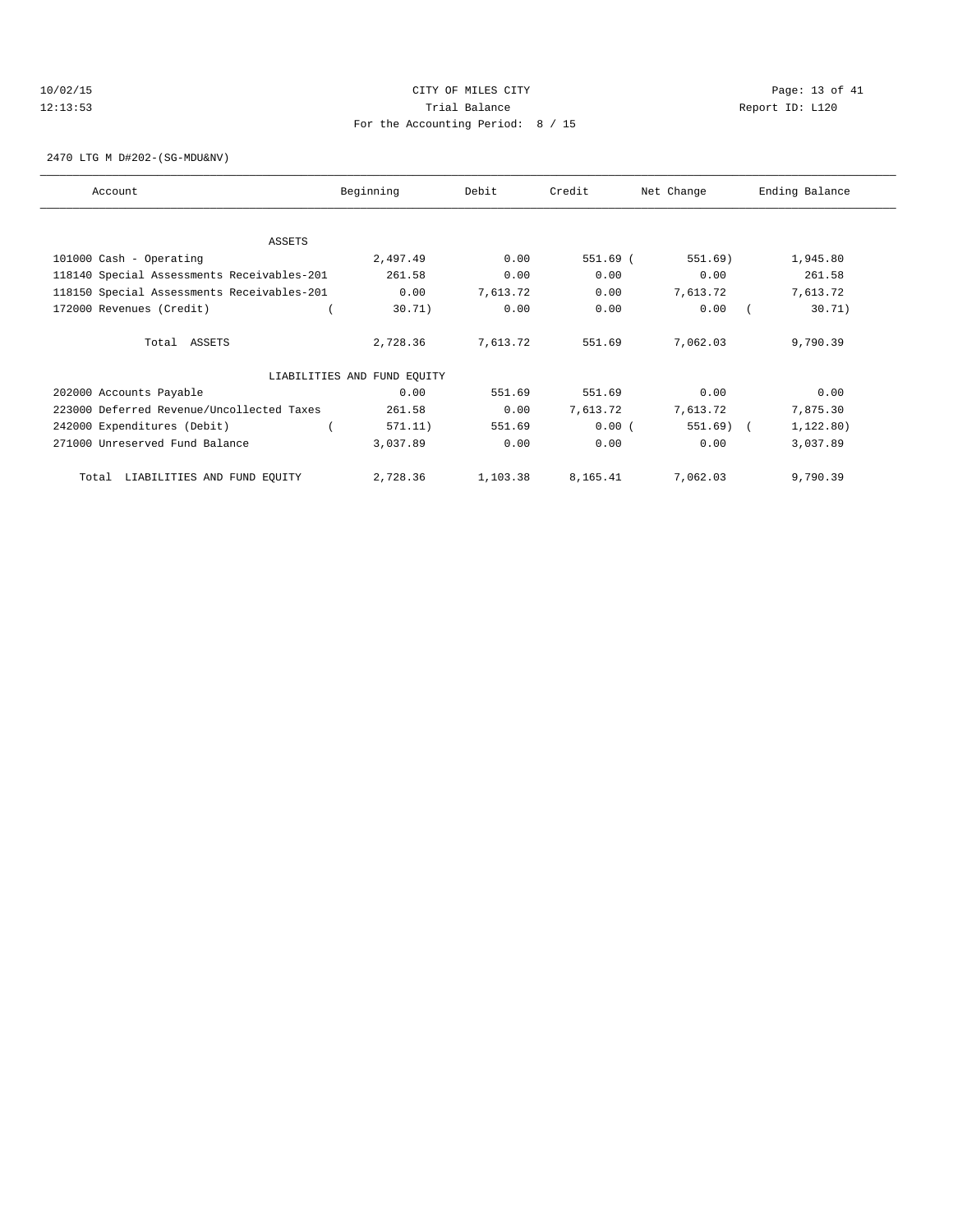CITY OF MILES CITY

Trial Balance

For the Accounting Period: 8 / 15

10/02/15 12:13:53 Report ID: L120

2470 LTG M D#202-(SG-MDU&NV)

| Account | Beginning | Debit | Credit | Net Change | Ending Balance |
|---|---|---|---|---|---|
| ASSETS | | | | | |
| 101000 Cash - Operating | 2,497.49 | 0.00 | 551.69 | ( 551.69) | 1,945.80 |
| 118140 Special Assessments Receivables-201 | 261.58 | 0.00 | 0.00 | 0.00 | 261.58 |
| 118150 Special Assessments Receivables-201 | 0.00 | 7,613.72 | 0.00 | 7,613.72 | 7,613.72 |
| 172000 Revenues (Credit) | ( 30.71) | 0.00 | 0.00 | 0.00 | ( 30.71) |
| Total ASSETS | 2,728.36 | 7,613.72 | 551.69 | 7,062.03 | 9,790.39 |
| LIABILITIES AND FUND EQUITY | | | | | |
| 202000 Accounts Payable | 0.00 | 551.69 | 551.69 | 0.00 | 0.00 |
| 223000 Deferred Revenue/Uncollected Taxes | 261.58 | 0.00 | 7,613.72 | 7,613.72 | 7,875.30 |
| 242000 Expenditures (Debit) | ( 571.11) | 551.69 | 0.00 | ( 551.69) | ( 1,122.80) |
| 271000 Unreserved Fund Balance | 3,037.89 | 0.00 | 0.00 | 0.00 | 3,037.89 |
| Total LIABILITIES AND FUND EQUITY | 2,728.36 | 1,103.38 | 8,165.41 | 7,062.03 | 9,790.39 |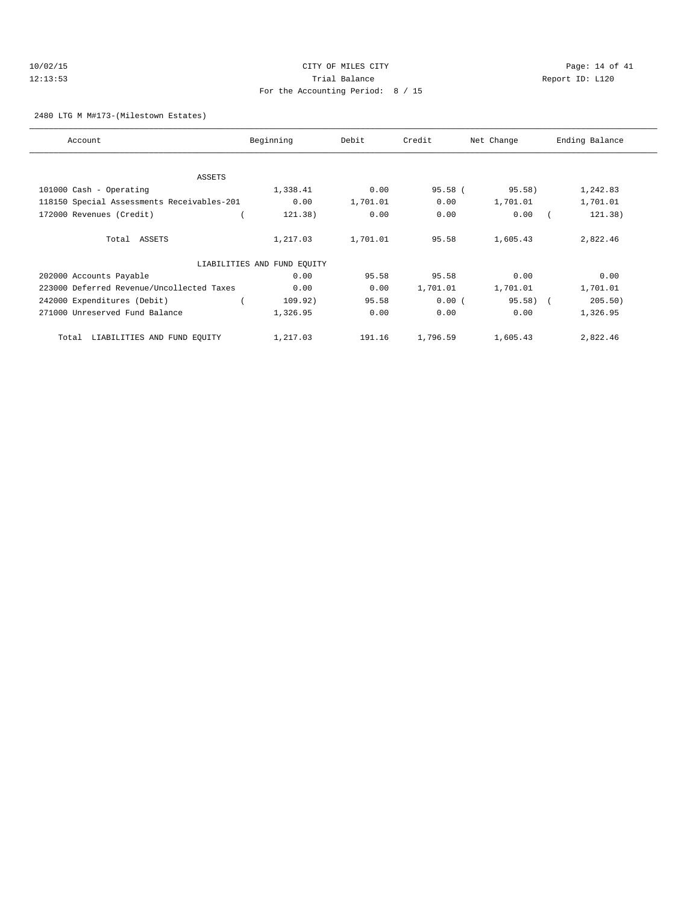CITY OF MILES CITY
Trial Balance
For the Accounting Period: 8 / 15

10/02/15
12:13:53

Report ID: L120

2480 LTG M M#173-(Milestown Estates)

| Account | Beginning | Debit | Credit | Net Change | Ending Balance |
|---|---|---|---|---|---|
| ASSETS | | | | | |
| 101000 Cash - Operating | 1,338.41 | 0.00 | 95.58 | ( 95.58) | 1,242.83 |
| 118150 Special Assessments Receivables-201 | 0.00 | 1,701.01 | 0.00 | 1,701.01 | 1,701.01 |
| 172000 Revenues (Credit) | ( 121.38) | 0.00 | 0.00 | 0.00 | ( 121.38) |
| Total ASSETS | 1,217.03 | 1,701.01 | 95.58 | 1,605.43 | 2,822.46 |
| LIABILITIES AND FUND EQUITY | | | | | |
| 202000 Accounts Payable | 0.00 | 95.58 | 95.58 | 0.00 | 0.00 |
| 223000 Deferred Revenue/Uncollected Taxes | 0.00 | 0.00 | 1,701.01 | 1,701.01 | 1,701.01 |
| 242000 Expenditures (Debit) | ( 109.92) | 95.58 | 0.00 | ( 95.58) | ( 205.50) |
| 271000 Unreserved Fund Balance | 1,326.95 | 0.00 | 0.00 | 0.00 | 1,326.95 |
| Total LIABILITIES AND FUND EQUITY | 1,217.03 | 191.16 | 1,796.59 | 1,605.43 | 2,822.46 |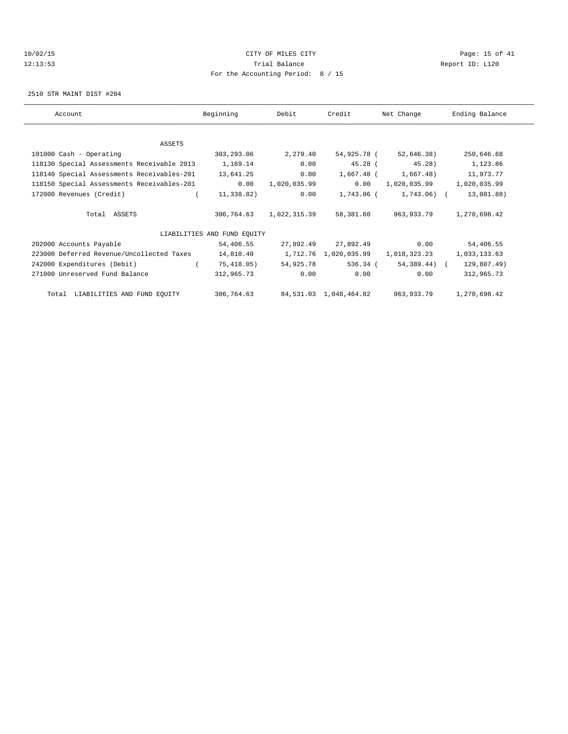CITY OF MILES CITY

Trial Balance

For the Accounting Period: 8 / 15

2510 STR MAINT DIST #204

| Account | Beginning | Debit | Credit | Net Change | Ending Balance |
|---|---|---|---|---|---|
| ASSETS | | | | | |
| 101000 Cash - Operating | 303,293.06 | 2,279.40 | 54,925.78 | ( 52,646.38) | 250,646.68 |
| 118130 Special Assessments Receivable 2013 | 1,169.14 | 0.00 | 45.28 | ( 45.28) | 1,123.86 |
| 118140 Special Assessments Receivables-201 | 13,641.25 | 0.00 | 1,667.48 | ( 1,667.48) | 11,973.77 |
| 118150 Special Assessments Receivables-201 | 0.00 | 1,020,035.99 | 0.00 | 1,020,035.99 | 1,020,035.99 |
| 172000 Revenues (Credit) | ( 11,338.82) | 0.00 | 1,743.06 | ( 1,743.06) | ( 13,081.88) |
| Total ASSETS | 306,764.63 | 1,022,315.39 | 58,381.60 | 963,933.79 | 1,270,698.42 |
| LIABILITIES AND FUND EQUITY | | | | | |
| 202000 Accounts Payable | 54,406.55 | 27,892.49 | 27,892.49 | 0.00 | 54,406.55 |
| 223000 Deferred Revenue/Uncollected Taxes | 14,810.40 | 1,712.76 | 1,020,035.99 | 1,018,323.23 | 1,033,133.63 |
| 242000 Expenditures (Debit) | ( 75,418.05) | 54,925.78 | 536.34 | ( 54,389.44) | ( 129,807.49) |
| 271000 Unreserved Fund Balance | 312,965.73 | 0.00 | 0.00 | 0.00 | 312,965.73 |
| Total LIABILITIES AND FUND EQUITY | 306,764.63 | 84,531.03 | 1,048,464.82 | 963,933.79 | 1,270,698.42 |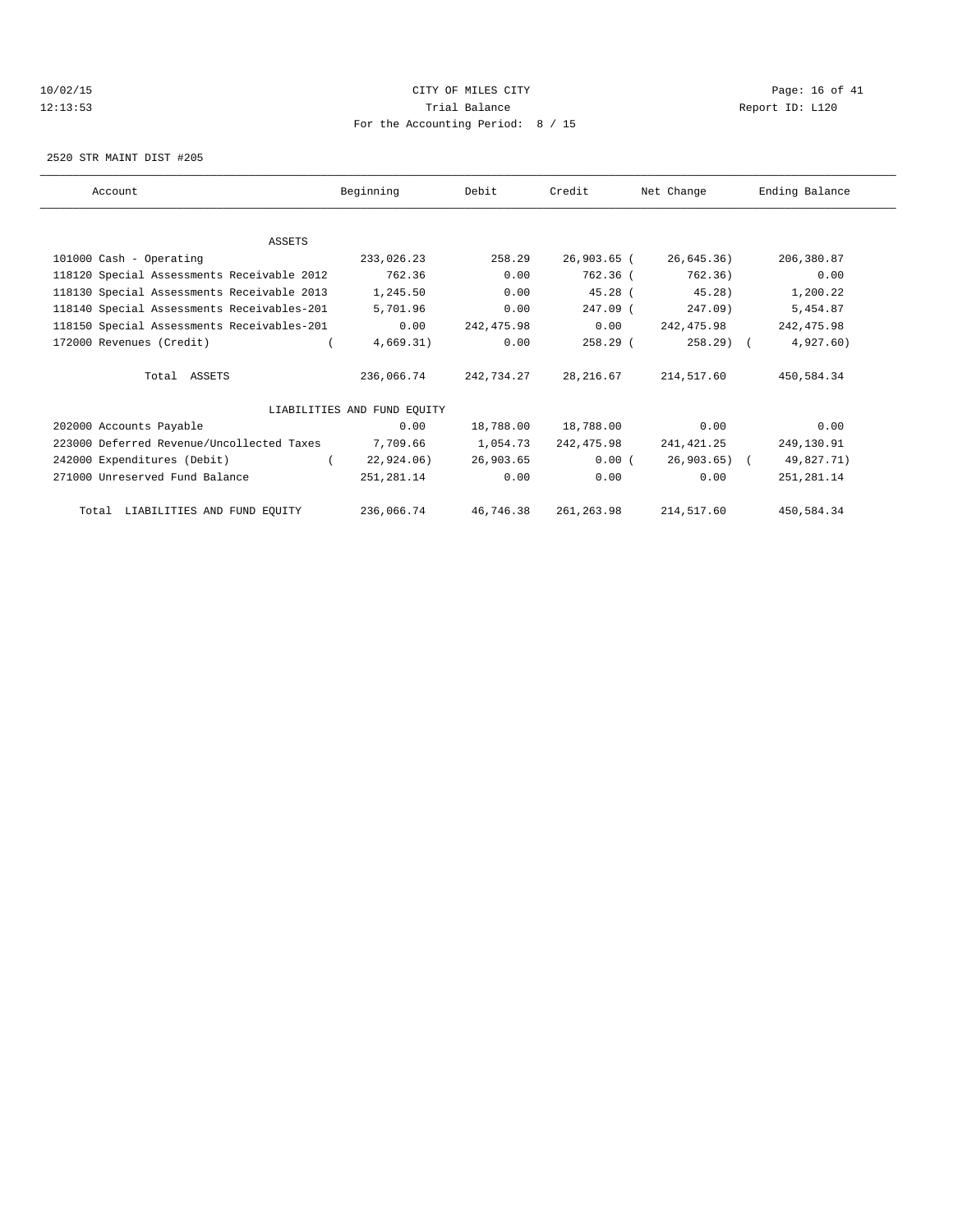CITY OF MILES CITY

Trial Balance

For the Accounting Period: 8 / 15

10/02/15 12:13:53 — Report ID: L120

2520 STR MAINT DIST #205

| Account | Beginning | Debit | Credit | Net Change | Ending Balance |
|---|---|---|---|---|---|
| ASSETS | | | | | |
| 101000 Cash - Operating | 233,026.23 | 258.29 | 26,903.65 | ( 26,645.36) | 206,380.87 |
| 118120 Special Assessments Receivable 2012 | 762.36 | 0.00 | 762.36 | ( 762.36) | 0.00 |
| 118130 Special Assessments Receivable 2013 | 1,245.50 | 0.00 | 45.28 | ( 45.28) | 1,200.22 |
| 118140 Special Assessments Receivables-201 | 5,701.96 | 0.00 | 247.09 | ( 247.09) | 5,454.87 |
| 118150 Special Assessments Receivables-201 | 0.00 | 242,475.98 | 0.00 | 242,475.98 | 242,475.98 |
| 172000 Revenues (Credit) | ( 4,669.31) | 0.00 | 258.29 | ( 258.29) | ( 4,927.60) |
| Total ASSETS | 236,066.74 | 242,734.27 | 28,216.67 | 214,517.60 | 450,584.34 |
| LIABILITIES AND FUND EQUITY | | | | | |
| 202000 Accounts Payable | 0.00 | 18,788.00 | 18,788.00 | 0.00 | 0.00 |
| 223000 Deferred Revenue/Uncollected Taxes | 7,709.66 | 1,054.73 | 242,475.98 | 241,421.25 | 249,130.91 |
| 242000 Expenditures (Debit) | ( 22,924.06) | 26,903.65 | 0.00 | ( 26,903.65) | ( 49,827.71) |
| 271000 Unreserved Fund Balance | 251,281.14 | 0.00 | 0.00 | 0.00 | 251,281.14 |
| Total LIABILITIES AND FUND EQUITY | 236,066.74 | 46,746.38 | 261,263.98 | 214,517.60 | 450,584.34 |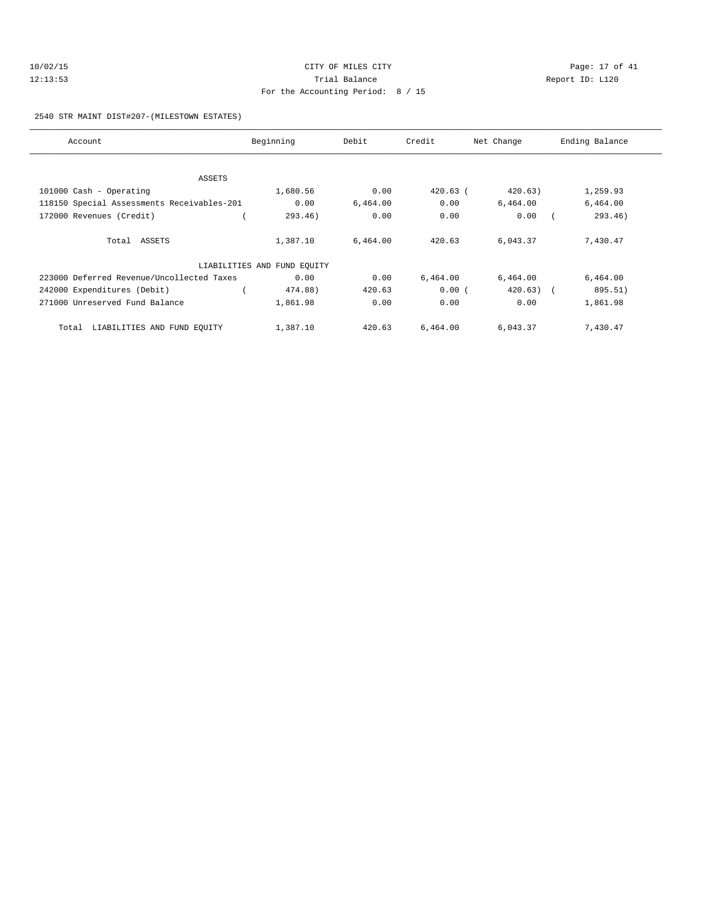CITY OF MILES CITY
Trial Balance
For the Accounting Period: 8 / 15

10/02/15 12:13:53 Report ID: L120

2540 STR MAINT DIST#207-(MILESTOWN ESTATES)

| Account | Beginning | Debit | Credit | Net Change | Ending Balance |
|---|---|---|---|---|---|
| ASSETS | | | | | |
| 101000 Cash - Operating | 1,680.56 | 0.00 | 420.63 | ( 420.63) | 1,259.93 |
| 118150 Special Assessments Receivables-201 | 0.00 | 6,464.00 | 0.00 | 6,464.00 | 6,464.00 |
| 172000 Revenues (Credit) | ( 293.46) | 0.00 | 0.00 | 0.00 | ( 293.46) |
| Total ASSETS | 1,387.10 | 6,464.00 | 420.63 | 6,043.37 | 7,430.47 |
| LIABILITIES AND FUND EQUITY | | | | | |
| 223000 Deferred Revenue/Uncollected Taxes | 0.00 | 0.00 | 6,464.00 | 6,464.00 | 6,464.00 |
| 242000 Expenditures (Debit) | ( 474.88) | 420.63 | 0.00 | ( 420.63) | ( 895.51) |
| 271000 Unreserved Fund Balance | 1,861.98 | 0.00 | 0.00 | 0.00 | 1,861.98 |
| Total LIABILITIES AND FUND EQUITY | 1,387.10 | 420.63 | 6,464.00 | 6,043.37 | 7,430.47 |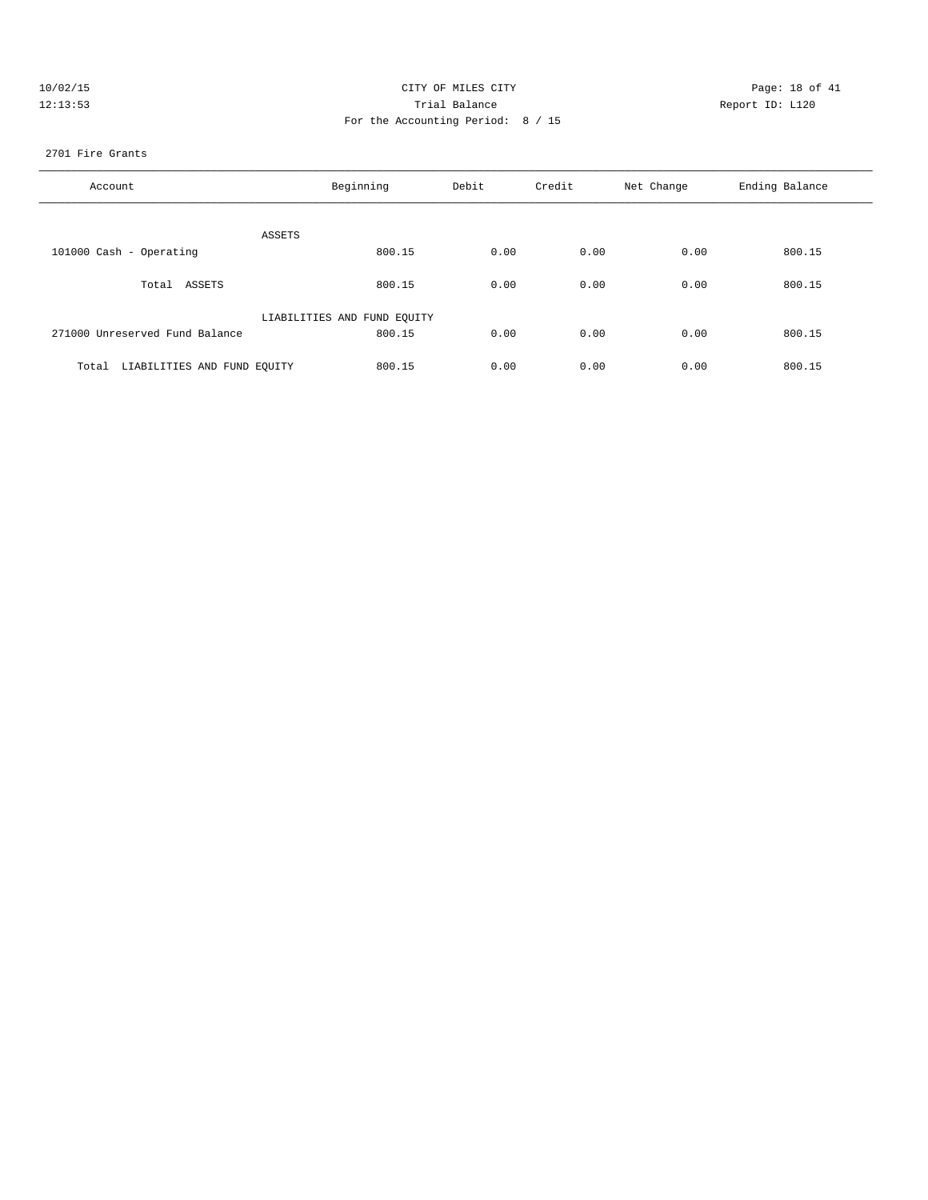CITY OF MILES CITY
Trial Balance
For the Accounting Period: 8 / 15

10/02/15
12:13:53

Report ID: L120

2701 Fire Grants

| Account | Beginning | Debit | Credit | Net Change | Ending Balance |
|---|---|---|---|---|---|
| ASSETS | | | | | |
| 101000 Cash - Operating | 800.15 | 0.00 | 0.00 | 0.00 | 800.15 |
| Total ASSETS | 800.15 | 0.00 | 0.00 | 0.00 | 800.15 |
| LIABILITIES AND FUND EQUITY | | | | | |
| 271000 Unreserved Fund Balance | 800.15 | 0.00 | 0.00 | 0.00 | 800.15 |
| Total LIABILITIES AND FUND EQUITY | 800.15 | 0.00 | 0.00 | 0.00 | 800.15 |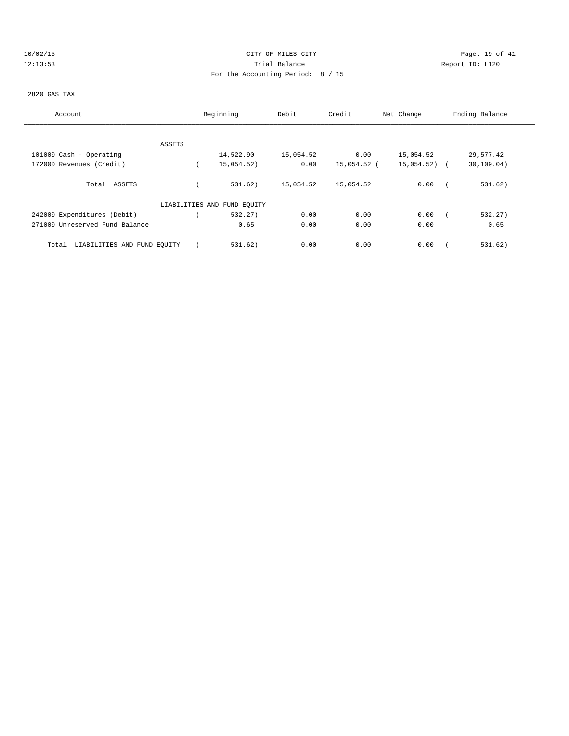CITY OF MILES CITY

Trial Balance

For the Accounting Period: 8 / 15

10/02/15 12:13:53 — Report ID: L120

2820 GAS TAX

| Account | Beginning | Debit | Credit | Net Change | Ending Balance |
|---|---|---|---|---|---|
| ASSETS | | | | | |
| 101000 Cash - Operating | 14,522.90 | 15,054.52 | 0.00 | 15,054.52 | 29,577.42 |
| 172000 Revenues (Credit) | ( 15,054.52) | 0.00 | 15,054.52 | ( 15,054.52) | ( 30,109.04) |
| Total ASSETS | ( 531.62) | 15,054.52 | 15,054.52 | 0.00 | ( 531.62) |
| LIABILITIES AND FUND EQUITY | | | | | |
| 242000 Expenditures (Debit) | ( 532.27) | 0.00 | 0.00 | 0.00 | ( 532.27) |
| 271000 Unreserved Fund Balance | 0.65 | 0.00 | 0.00 | 0.00 | 0.65 |
| Total LIABILITIES AND FUND EQUITY | ( 531.62) | 0.00 | 0.00 | 0.00 | ( 531.62) |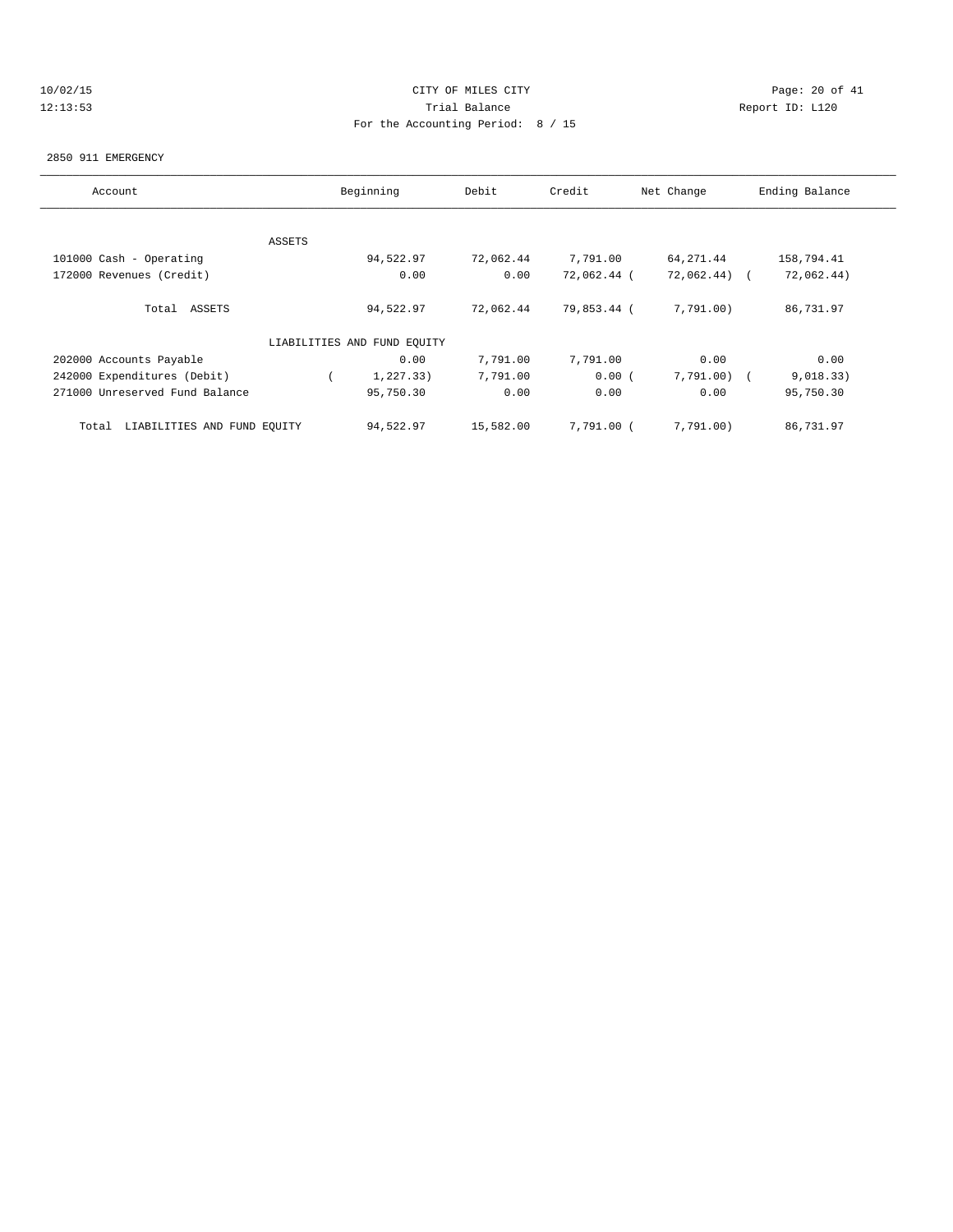10/02/15 CITY OF MILES CITY
12:13:53 Trial Balance Report ID: L120
For the Accounting Period: 8 / 15

2850 911 EMERGENCY

| Account | Beginning | Debit | Credit | Net Change | Ending Balance |
|---|---|---|---|---|---|
| ASSETS | | | | | |
| 101000 Cash - Operating | 94,522.97 | 72,062.44 | 7,791.00 | 64,271.44 | 158,794.41 |
| 172000 Revenues (Credit) | 0.00 | 0.00 | 72,062.44 | (72,062.44) | (72,062.44) |
| Total ASSETS | 94,522.97 | 72,062.44 | 79,853.44 | (7,791.00) | 86,731.97 |
| LIABILITIES AND FUND EQUITY | | | | | |
| 202000 Accounts Payable | 0.00 | 7,791.00 | 7,791.00 | 0.00 | 0.00 |
| 242000 Expenditures (Debit) | (1,227.33) | 7,791.00 | 0.00 | (7,791.00) | (9,018.33) |
| 271000 Unreserved Fund Balance | 95,750.30 | 0.00 | 0.00 | 0.00 | 95,750.30 |
| Total LIABILITIES AND FUND EQUITY | 94,522.97 | 15,582.00 | 7,791.00 | (7,791.00) | 86,731.97 |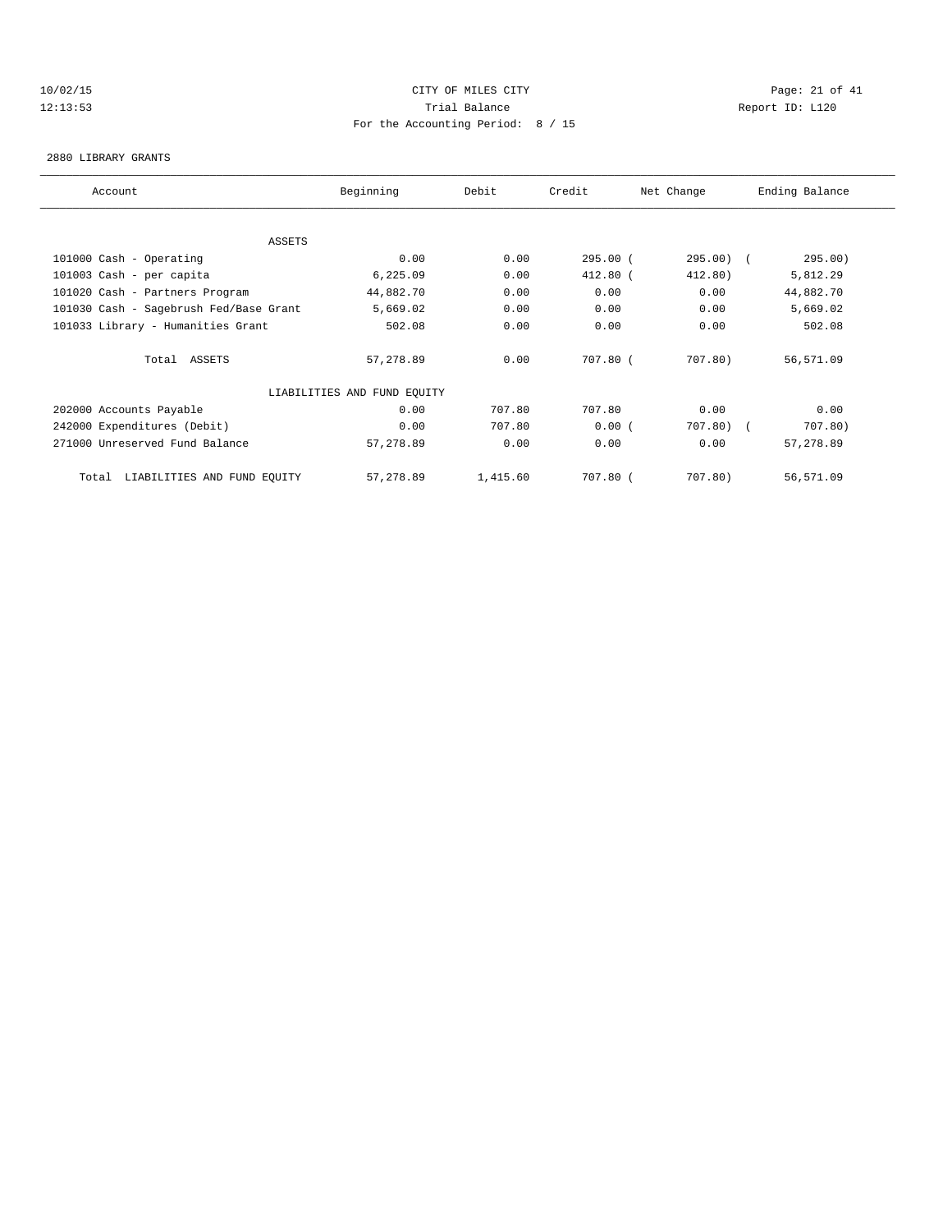CITY OF MILES CITY
Trial Balance
For the Accounting Period: 8 / 15

10/02/15
12:13:53

Report ID: L120

2880 LIBRARY GRANTS

| Account | Beginning | Debit | Credit | Net Change | Ending Balance |
|---|---|---|---|---|---|
| ASSETS | | | | | |
| 101000 Cash - Operating | 0.00 | 0.00 | 295.00 | (295.00) | (295.00) |
| 101003 Cash - per capita | 6,225.09 | 0.00 | 412.80 | (412.80) | 5,812.29 |
| 101020 Cash - Partners Program | 44,882.70 | 0.00 | 0.00 | 0.00 | 44,882.70 |
| 101030 Cash - Sagebrush Fed/Base Grant | 5,669.02 | 0.00 | 0.00 | 0.00 | 5,669.02 |
| 101033 Library - Humanities Grant | 502.08 | 0.00 | 0.00 | 0.00 | 502.08 |
| Total ASSETS | 57,278.89 | 0.00 | 707.80 | (707.80) | 56,571.09 |
| LIABILITIES AND FUND EQUITY | | | | | |
| 202000 Accounts Payable | 0.00 | 707.80 | 707.80 | 0.00 | 0.00 |
| 242000 Expenditures (Debit) | 0.00 | 707.80 | 0.00 | (707.80) | (707.80) |
| 271000 Unreserved Fund Balance | 57,278.89 | 0.00 | 0.00 | 0.00 | 57,278.89 |
| Total LIABILITIES AND FUND EQUITY | 57,278.89 | 1,415.60 | 707.80 | (707.80) | 56,571.09 |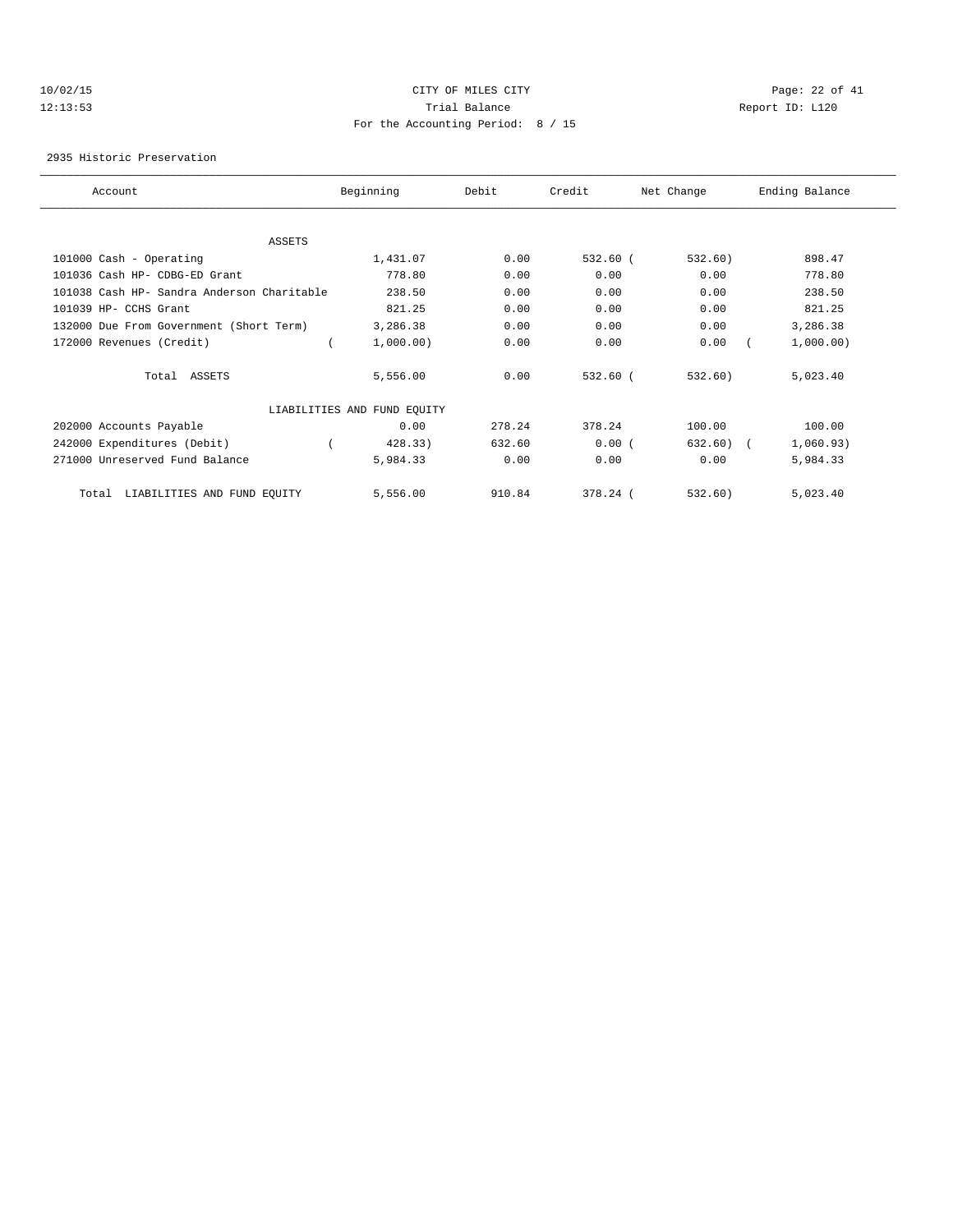CITY OF MILES CITY

Trial Balance

For the Accounting Period: 8 / 15

10/02/15 12:13:53 — Report ID: L120

2935 Historic Preservation

| Account | Beginning | Debit | Credit | Net Change | Ending Balance |
|---|---|---|---|---|---|
| **ASSETS** | | | | | |
| 101000 Cash - Operating | 1,431.07 | 0.00 | 532.60 | ( 532.60) | 898.47 |
| 101036 Cash HP- CDBG-ED Grant | 778.80 | 0.00 | 0.00 | 0.00 | 778.80 |
| 101038 Cash HP- Sandra Anderson Charitable | 238.50 | 0.00 | 0.00 | 0.00 | 238.50 |
| 101039 HP- CCHS Grant | 821.25 | 0.00 | 0.00 | 0.00 | 821.25 |
| 132000 Due From Government (Short Term) | 3,286.38 | 0.00 | 0.00 | 0.00 | 3,286.38 |
| 172000 Revenues (Credit) | ( 1,000.00) | 0.00 | 0.00 | 0.00 | ( 1,000.00) |
| Total ASSETS | 5,556.00 | 0.00 | 532.60 | ( 532.60) | 5,023.40 |
| **LIABILITIES AND FUND EQUITY** | | | | | |
| 202000 Accounts Payable | 0.00 | 278.24 | 378.24 | 100.00 | 100.00 |
| 242000 Expenditures (Debit) | ( 428.33) | 632.60 | 0.00 | ( 632.60) | ( 1,060.93) |
| 271000 Unreserved Fund Balance | 5,984.33 | 0.00 | 0.00 | 0.00 | 5,984.33 |
| Total LIABILITIES AND FUND EQUITY | 5,556.00 | 910.84 | 378.24 | ( 532.60) | 5,023.40 |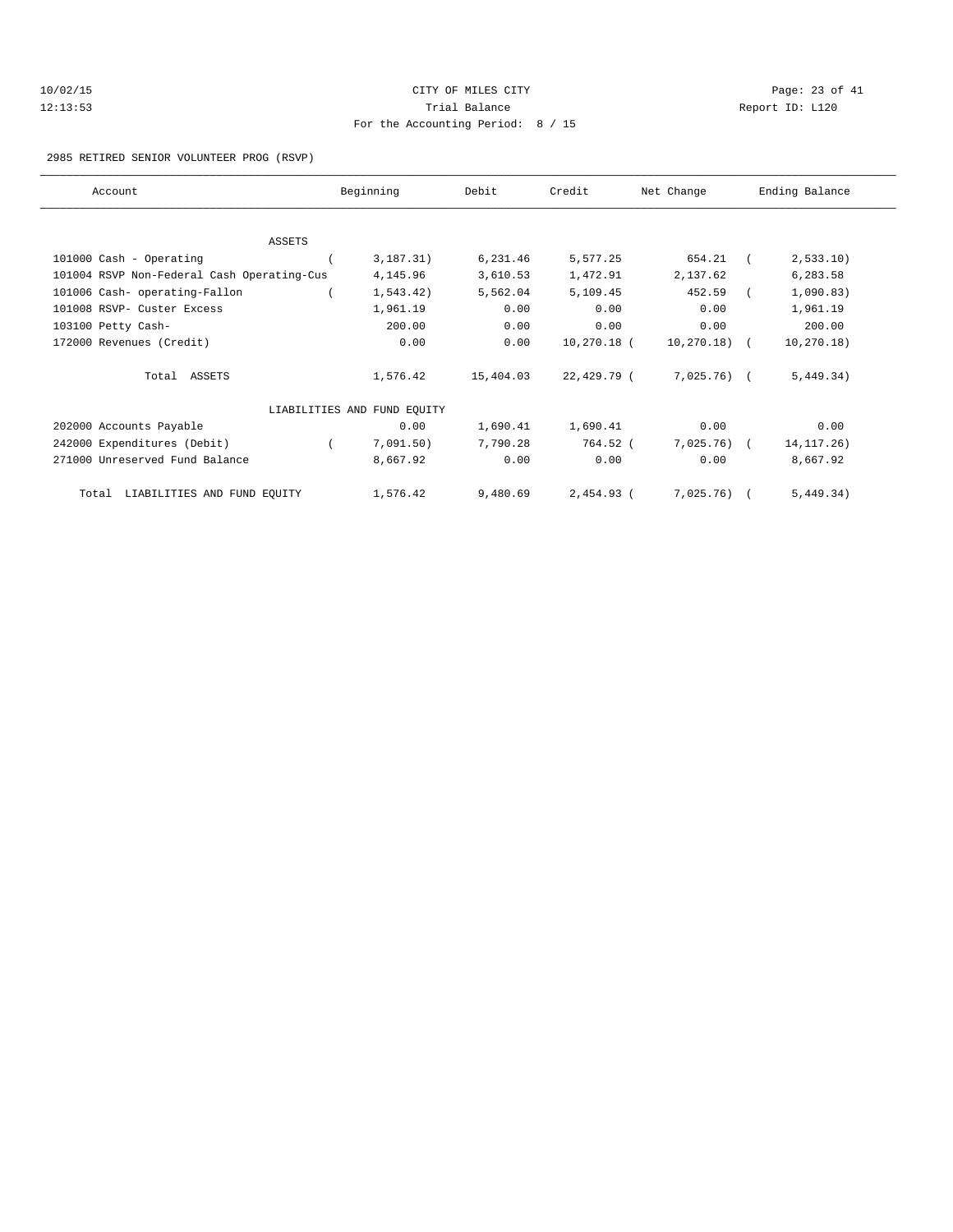CITY OF MILES CITY

Trial Balance

For the Accounting Period: 8 / 15

Report ID: L120

10/02/15
12:13:53

2985 RETIRED SENIOR VOLUNTEER PROG (RSVP)

| Account | Beginning | Debit | Credit | Net Change | Ending Balance |
|---|---|---|---|---|---|
| ASSETS | | | | | |
| 101000 Cash - Operating | ( 3,187.31) | 6,231.46 | 5,577.25 | 654.21 | ( 2,533.10) |
| 101004 RSVP Non-Federal Cash Operating-Cus | 4,145.96 | 3,610.53 | 1,472.91 | 2,137.62 | 6,283.58 |
| 101006 Cash- operating-Fallon | ( 1,543.42) | 5,562.04 | 5,109.45 | 452.59 | ( 1,090.83) |
| 101008 RSVP- Custer Excess | 1,961.19 | 0.00 | 0.00 | 0.00 | 1,961.19 |
| 103100 Petty Cash- | 200.00 | 0.00 | 0.00 | 0.00 | 200.00 |
| 172000 Revenues (Credit) | 0.00 | 0.00 | 10,270.18 | ( 10,270.18) | ( 10,270.18) |
| Total ASSETS | 1,576.42 | 15,404.03 | 22,429.79 | ( 7,025.76) | ( 5,449.34) |
| LIABILITIES AND FUND EQUITY | | | | | |
| 202000 Accounts Payable | 0.00 | 1,690.41 | 1,690.41 | 0.00 | 0.00 |
| 242000 Expenditures (Debit) | ( 7,091.50) | 7,790.28 | 764.52 | ( 7,025.76) | ( 14,117.26) |
| 271000 Unreserved Fund Balance | 8,667.92 | 0.00 | 0.00 | 0.00 | 8,667.92 |
| Total LIABILITIES AND FUND EQUITY | 1,576.42 | 9,480.69 | 2,454.93 | ( 7,025.76) | ( 5,449.34) |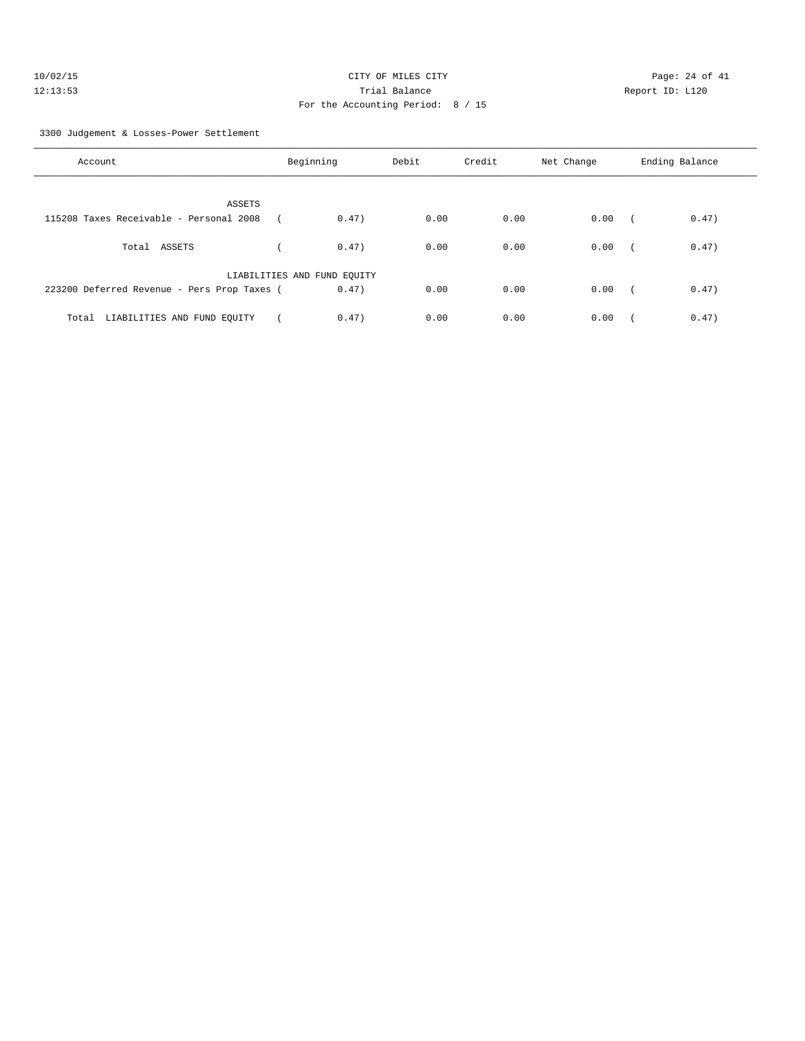CITY OF MILES CITY
Trial Balance
For the Accounting Period: 8 / 15

3300 Judgement & Losses-Power Settlement

| Account | Beginning | Debit | Credit | Net Change | Ending Balance |
|---|---|---|---|---|---|
| ASSETS | | | | | |
| 115208 Taxes Receivable - Personal 2008 | (0.47) | 0.00 | 0.00 | 0.00 | (0.47) |
| Total ASSETS | (0.47) | 0.00 | 0.00 | 0.00 | (0.47) |
| LIABILITIES AND FUND EQUITY | | | | | |
| 223200 Deferred Revenue - Pers Prop Taxes | (0.47) | 0.00 | 0.00 | 0.00 | (0.47) |
| Total LIABILITIES AND FUND EQUITY | (0.47) | 0.00 | 0.00 | 0.00 | (0.47) |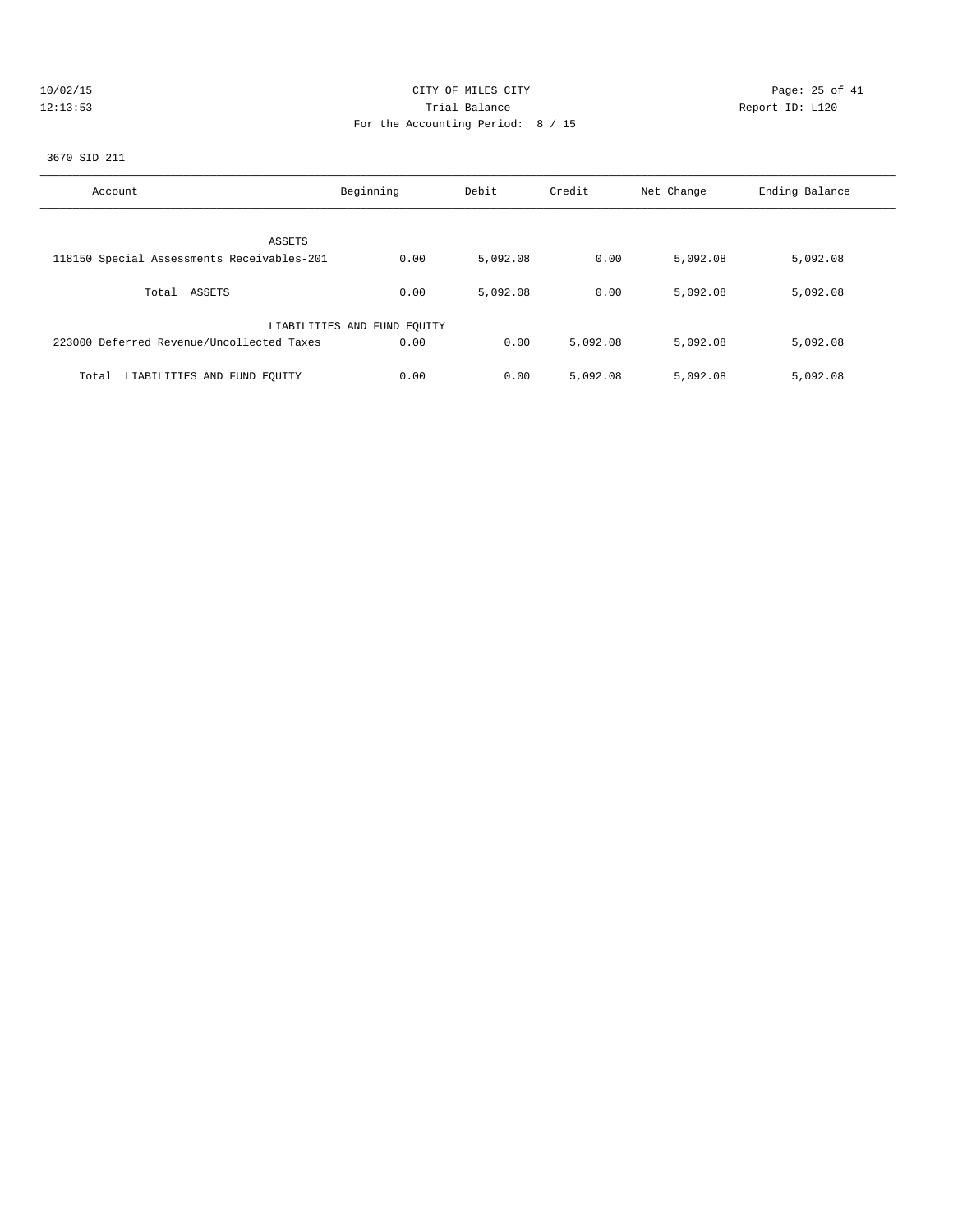CITY OF MILES CITY
Trial Balance
For the Accounting Period: 8 / 15

10/02/15
12:13:53

Report ID: L120

3670 SID 211

| Account | Beginning | Debit | Credit | Net Change | Ending Balance |
|---|---|---|---|---|---|
| ASSETS | | | | | |
| 118150 Special Assessments Receivables-201 | 0.00 | 5,092.08 | 0.00 | 5,092.08 | 5,092.08 |
| Total ASSETS | 0.00 | 5,092.08 | 0.00 | 5,092.08 | 5,092.08 |
| LIABILITIES AND FUND EQUITY | | | | | |
| 223000 Deferred Revenue/Uncollected Taxes | 0.00 | 0.00 | 5,092.08 | 5,092.08 | 5,092.08 |
| Total LIABILITIES AND FUND EQUITY | 0.00 | 0.00 | 5,092.08 | 5,092.08 | 5,092.08 |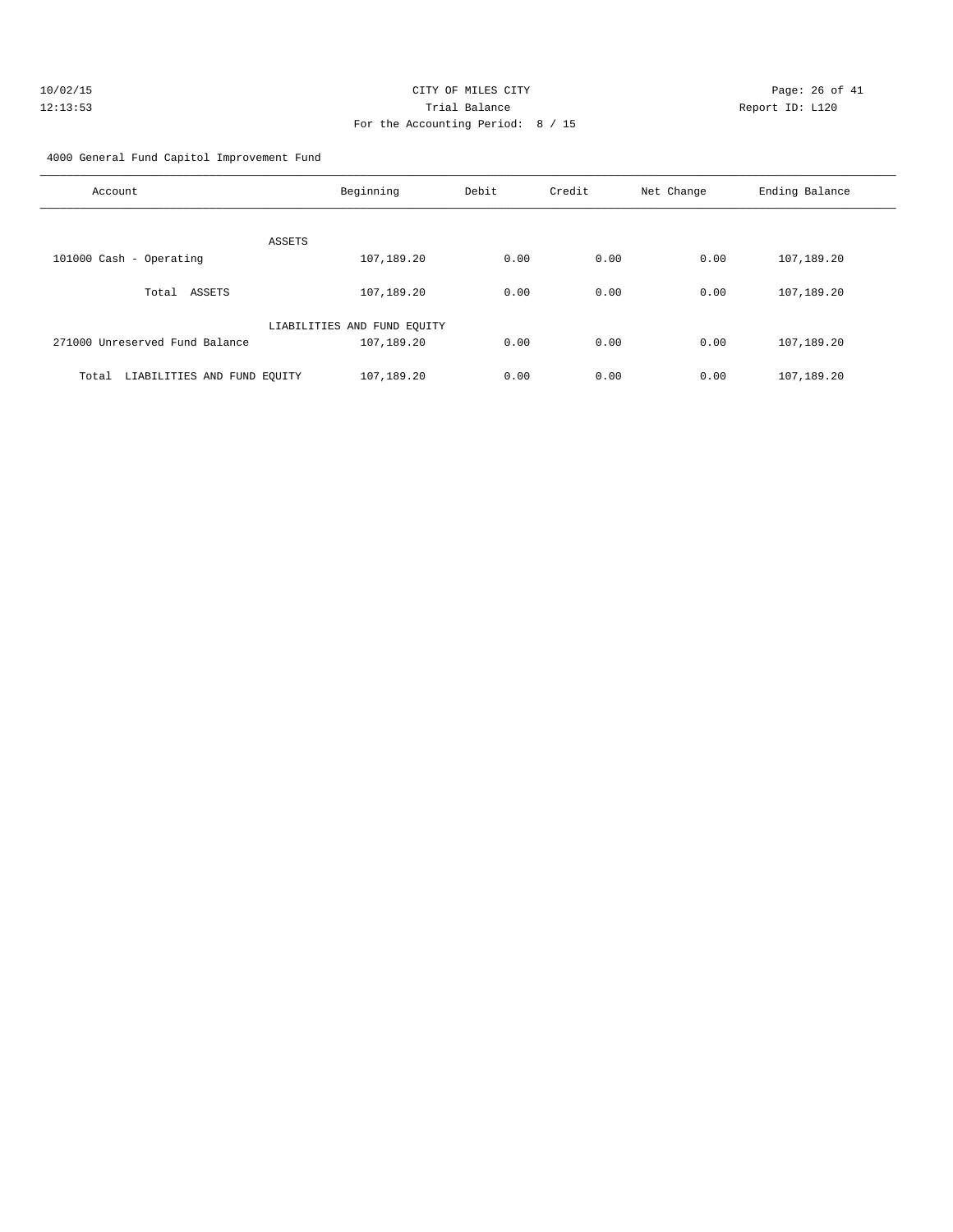CITY OF MILES CITY
Trial Balance
For the Accounting Period: 8 / 15

10/02/15
12:13:53

Report ID: L120

4000 General Fund Capitol Improvement Fund

| Account | Beginning | Debit | Credit | Net Change | Ending Balance |
|---|---|---|---|---|---|
| ASSETS | | | | | |
| 101000 Cash - Operating | 107,189.20 | 0.00 | 0.00 | 0.00 | 107,189.20 |
| Total ASSETS | 107,189.20 | 0.00 | 0.00 | 0.00 | 107,189.20 |
| LIABILITIES AND FUND EQUITY | | | | | |
| 271000 Unreserved Fund Balance | 107,189.20 | 0.00 | 0.00 | 0.00 | 107,189.20 |
| Total LIABILITIES AND FUND EQUITY | 107,189.20 | 0.00 | 0.00 | 0.00 | 107,189.20 |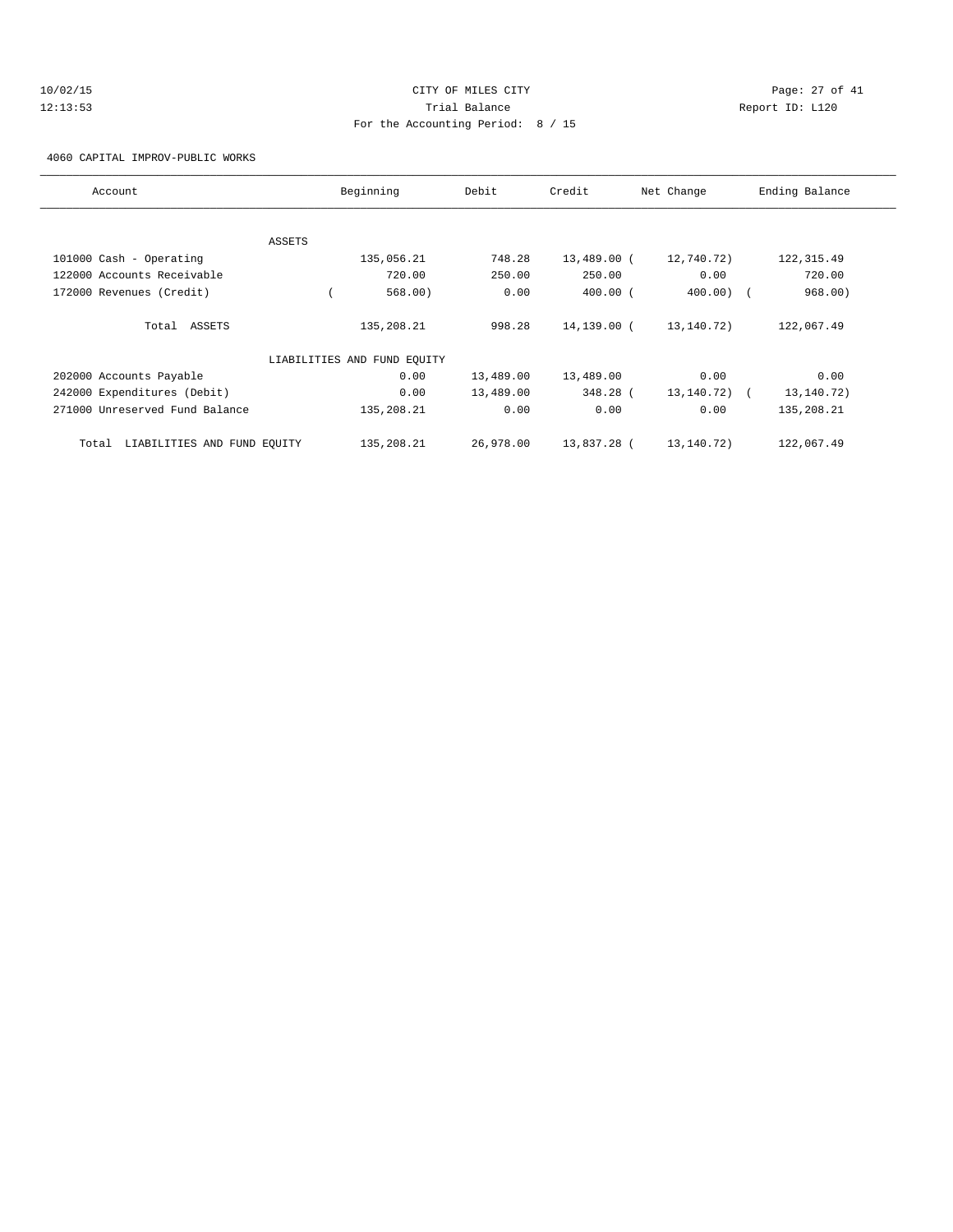10/02/15 CITY OF MILES CITY
12:13:53 Trial Balance Report ID: L120
For the Accounting Period: 8 / 15

4060 CAPITAL IMPROV-PUBLIC WORKS

| Account | Beginning | Debit | Credit | Net Change | Ending Balance |
|---|---|---|---|---|---|
| ASSETS | | | | | |
| 101000 Cash - Operating | 135,056.21 | 748.28 | 13,489.00 | ( 12,740.72) | 122,315.49 |
| 122000 Accounts Receivable | 720.00 | 250.00 | 250.00 | 0.00 | 720.00 |
| 172000 Revenues (Credit) | ( 568.00) | 0.00 | 400.00 | ( 400.00) | ( 968.00) |
| Total ASSETS | 135,208.21 | 998.28 | 14,139.00 | ( 13,140.72) | 122,067.49 |
| LIABILITIES AND FUND EQUITY | | | | | |
| 202000 Accounts Payable | 0.00 | 13,489.00 | 13,489.00 | 0.00 | 0.00 |
| 242000 Expenditures (Debit) | 0.00 | 13,489.00 | 348.28 | ( 13,140.72) | ( 13,140.72) |
| 271000 Unreserved Fund Balance | 135,208.21 | 0.00 | 0.00 | 0.00 | 135,208.21 |
| Total LIABILITIES AND FUND EQUITY | 135,208.21 | 26,978.00 | 13,837.28 | ( 13,140.72) | 122,067.49 |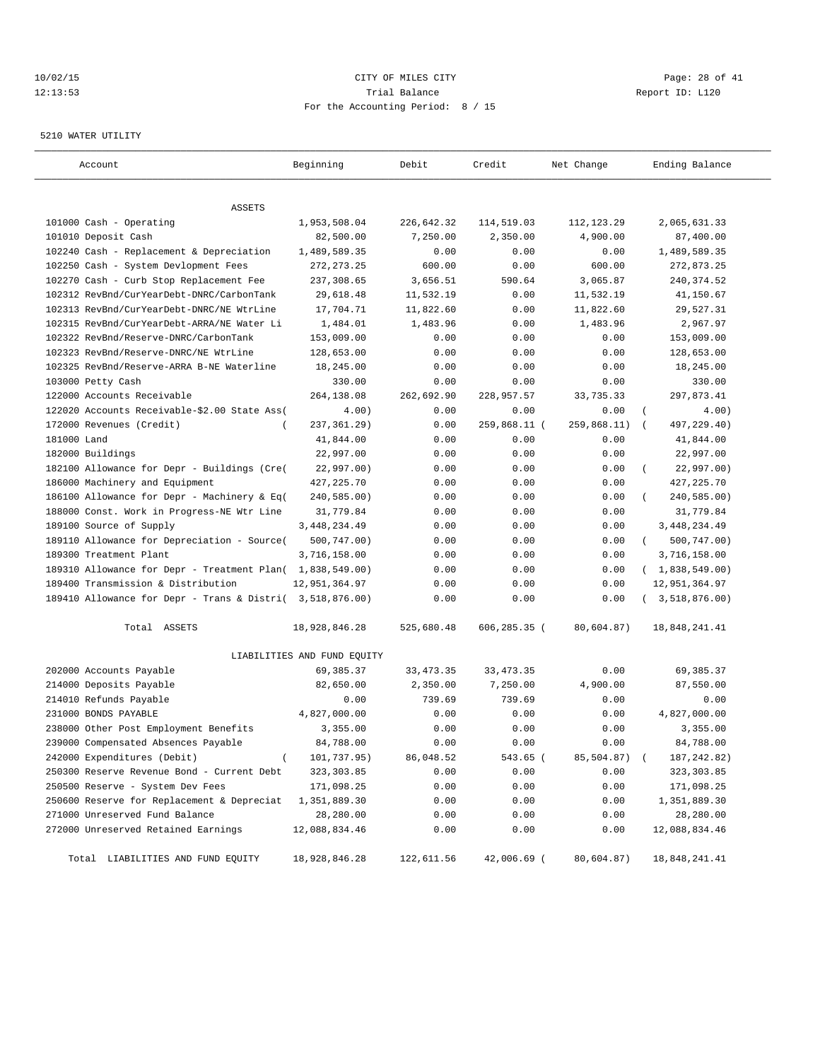CITY OF MILES CITY
Trial Balance
For the Accounting Period: 8 / 15

10/02/15
12:13:53

Report ID: L120

5210 WATER UTILITY

| Account | Beginning | Debit | Credit | Net Change | Ending Balance |
|---|---|---|---|---|---|
| ASSETS | | | | | |
| 101000 Cash - Operating | 1,953,508.04 | 226,642.32 | 114,519.03 | 112,123.29 | 2,065,631.33 |
| 101010 Deposit Cash | 82,500.00 | 7,250.00 | 2,350.00 | 4,900.00 | 87,400.00 |
| 102240 Cash - Replacement & Depreciation | 1,489,589.35 | 0.00 | 0.00 | 0.00 | 1,489,589.35 |
| 102250 Cash - System Devlopment Fees | 272,273.25 | 600.00 | 0.00 | 600.00 | 272,873.25 |
| 102270 Cash - Curb Stop Replacement Fee | 237,308.65 | 3,656.51 | 590.64 | 3,065.87 | 240,374.52 |
| 102312 RevBnd/CurYearDebt-DNRC/CarbonTank | 29,618.48 | 11,532.19 | 0.00 | 11,532.19 | 41,150.67 |
| 102313 RevBnd/CurYearDebt-DNRC/NE WtrLine | 17,704.71 | 11,822.60 | 0.00 | 11,822.60 | 29,527.31 |
| 102315 RevBnd/CurYearDebt-ARRA/NE Water Li | 1,484.01 | 1,483.96 | 0.00 | 1,483.96 | 2,967.97 |
| 102322 RevBnd/Reserve-DNRC/CarbonTank | 153,009.00 | 0.00 | 0.00 | 0.00 | 153,009.00 |
| 102323 RevBnd/Reserve-DNRC/NE WtrLine | 128,653.00 | 0.00 | 0.00 | 0.00 | 128,653.00 |
| 102325 RevBnd/Reserve-ARRA B-NE Waterline | 18,245.00 | 0.00 | 0.00 | 0.00 | 18,245.00 |
| 103000 Petty Cash | 330.00 | 0.00 | 0.00 | 0.00 | 330.00 |
| 122000 Accounts Receivable | 264,138.08 | 262,692.90 | 228,957.57 | 33,735.33 | 297,873.41 |
| 122020 Accounts Receivable-$2.00 State Ass( | 4.00) | 0.00 | 0.00 | 0.00 | ( 4.00) |
| 172000 Revenues (Credit) | ( 237,361.29) | 0.00 | 259,868.11 ( | 259,868.11) | ( 497,229.40) |
| 181000 Land | 41,844.00 | 0.00 | 0.00 | 0.00 | 41,844.00 |
| 182000 Buildings | 22,997.00 | 0.00 | 0.00 | 0.00 | 22,997.00 |
| 182100 Allowance for Depr - Buildings (Cre( | 22,997.00) | 0.00 | 0.00 | 0.00 | ( 22,997.00) |
| 186000 Machinery and Equipment | 427,225.70 | 0.00 | 0.00 | 0.00 | 427,225.70 |
| 186100 Allowance for Depr - Machinery & Eq( | 240,585.00) | 0.00 | 0.00 | 0.00 | ( 240,585.00) |
| 188000 Const. Work in Progress-NE Wtr Line | 31,779.84 | 0.00 | 0.00 | 0.00 | 31,779.84 |
| 189100 Source of Supply | 3,448,234.49 | 0.00 | 0.00 | 0.00 | 3,448,234.49 |
| 189110 Allowance for Depreciation - Source( | 500,747.00) | 0.00 | 0.00 | 0.00 | ( 500,747.00) |
| 189300 Treatment Plant | 3,716,158.00 | 0.00 | 0.00 | 0.00 | 3,716,158.00 |
| 189310 Allowance for Depr - Treatment Plan( | 1,838,549.00) | 0.00 | 0.00 | 0.00 | ( 1,838,549.00) |
| 189400 Transmission & Distribution | 12,951,364.97 | 0.00 | 0.00 | 0.00 | 12,951,364.97 |
| 189410 Allowance for Depr - Trans & Distri( | 3,518,876.00) | 0.00 | 0.00 | 0.00 | ( 3,518,876.00) |
| Total ASSETS | 18,928,846.28 | 525,680.48 | 606,285.35 ( | 80,604.87) | 18,848,241.41 |
| LIABILITIES AND FUND EQUITY | | | | | |
| 202000 Accounts Payable | 69,385.37 | 33,473.35 | 33,473.35 | 0.00 | 69,385.37 |
| 214000 Deposits Payable | 82,650.00 | 2,350.00 | 7,250.00 | 4,900.00 | 87,550.00 |
| 214010 Refunds Payable | 0.00 | 739.69 | 739.69 | 0.00 | 0.00 |
| 231000 BONDS PAYABLE | 4,827,000.00 | 0.00 | 0.00 | 0.00 | 4,827,000.00 |
| 238000 Other Post Employment Benefits | 3,355.00 | 0.00 | 0.00 | 0.00 | 3,355.00 |
| 239000 Compensated Absences Payable | 84,788.00 | 0.00 | 0.00 | 0.00 | 84,788.00 |
| 242000 Expenditures (Debit) | ( 101,737.95) | 86,048.52 | 543.65 ( | 85,504.87) | ( 187,242.82) |
| 250300 Reserve Revenue Bond - Current Debt | 323,303.85 | 0.00 | 0.00 | 0.00 | 323,303.85 |
| 250500 Reserve - System Dev Fees | 171,098.25 | 0.00 | 0.00 | 0.00 | 171,098.25 |
| 250600 Reserve for Replacement & Depreciat | 1,351,889.30 | 0.00 | 0.00 | 0.00 | 1,351,889.30 |
| 271000 Unreserved Fund Balance | 28,280.00 | 0.00 | 0.00 | 0.00 | 28,280.00 |
| 272000 Unreserved Retained Earnings | 12,088,834.46 | 0.00 | 0.00 | 0.00 | 12,088,834.46 |
| Total LIABILITIES AND FUND EQUITY | 18,928,846.28 | 122,611.56 | 42,006.69 ( | 80,604.87) | 18,848,241.41 |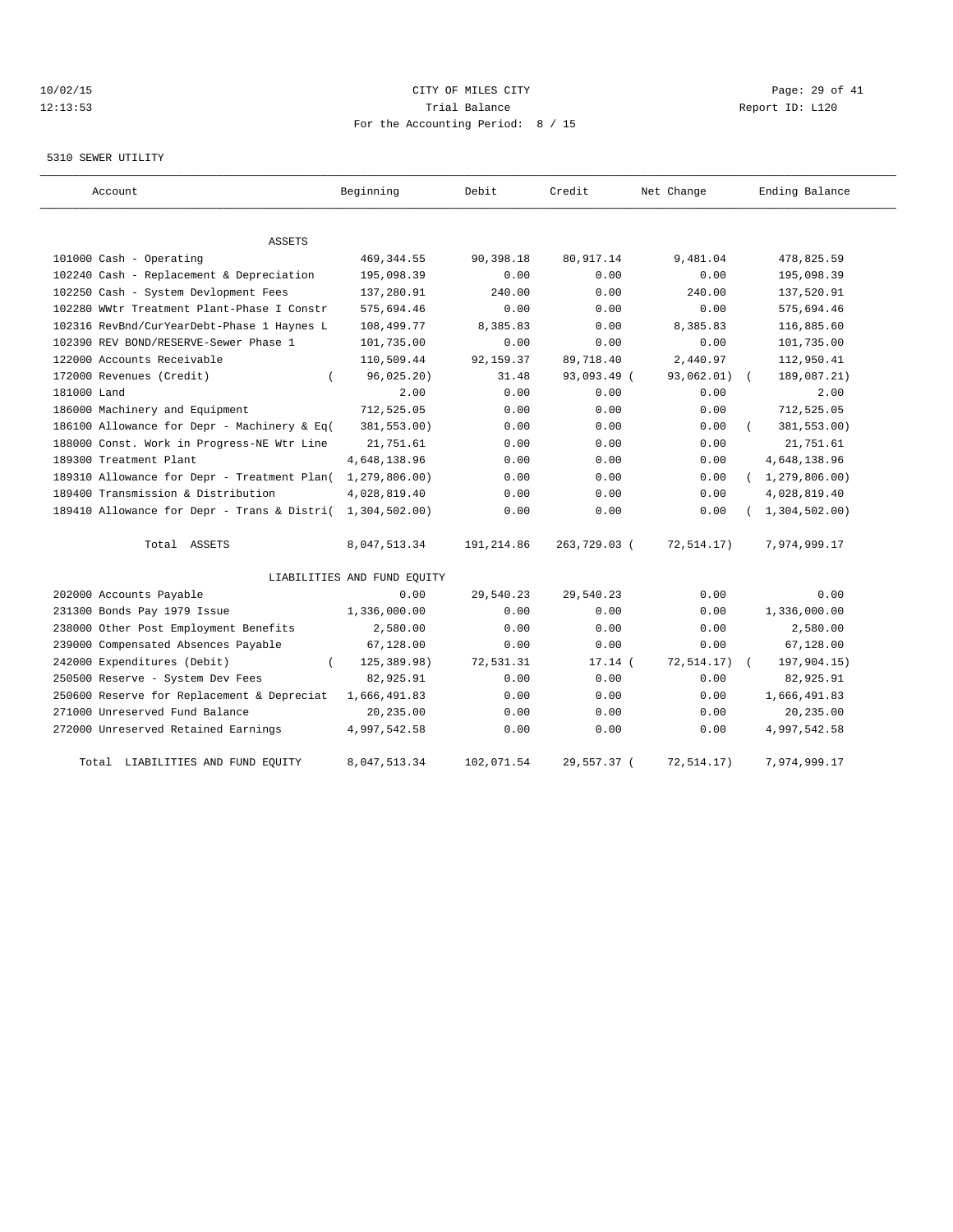CITY OF MILES CITY

Trial Balance

For the Accounting Period: 8 / 15

10/02/15 12:13:53 Report ID: L120

5310 SEWER UTILITY

| Account | Beginning | Debit | Credit | Net Change | Ending Balance |
|---|---|---|---|---|---|
| ASSETS | | | | | |
| 101000 Cash - Operating | 469,344.55 | 90,398.18 | 80,917.14 | 9,481.04 | 478,825.59 |
| 102240 Cash - Replacement & Depreciation | 195,098.39 | 0.00 | 0.00 | 0.00 | 195,098.39 |
| 102250 Cash - System Devlopment Fees | 137,280.91 | 240.00 | 0.00 | 240.00 | 137,520.91 |
| 102280 WWtr Treatment Plant-Phase I Constr | 575,694.46 | 0.00 | 0.00 | 0.00 | 575,694.46 |
| 102316 RevBnd/CurYearDebt-Phase 1 Haynes L | 108,499.77 | 8,385.83 | 0.00 | 8,385.83 | 116,885.60 |
| 102390 REV BOND/RESERVE-Sewer Phase 1 | 101,735.00 | 0.00 | 0.00 | 0.00 | 101,735.00 |
| 122000 Accounts Receivable | 110,509.44 | 92,159.37 | 89,718.40 | 2,440.97 | 112,950.41 |
| 172000 Revenues (Credit) | ( 96,025.20) | 31.48 | 93,093.49 | ( 93,062.01) | ( 189,087.21) |
| 181000 Land | 2.00 | 0.00 | 0.00 | 0.00 | 2.00 |
| 186000 Machinery and Equipment | 712,525.05 | 0.00 | 0.00 | 0.00 | 712,525.05 |
| 186100 Allowance for Depr - Machinery & Eq | ( 381,553.00) | 0.00 | 0.00 | 0.00 | ( 381,553.00) |
| 188000 Const. Work in Progress-NE Wtr Line | 21,751.61 | 0.00 | 0.00 | 0.00 | 21,751.61 |
| 189300 Treatment Plant | 4,648,138.96 | 0.00 | 0.00 | 0.00 | 4,648,138.96 |
| 189310 Allowance for Depr - Treatment Plan | ( 1,279,806.00) | 0.00 | 0.00 | 0.00 | ( 1,279,806.00) |
| 189400 Transmission & Distribution | 4,028,819.40 | 0.00 | 0.00 | 0.00 | 4,028,819.40 |
| 189410 Allowance for Depr - Trans & Distri | ( 1,304,502.00) | 0.00 | 0.00 | 0.00 | ( 1,304,502.00) |
| Total ASSETS | 8,047,513.34 | 191,214.86 | 263,729.03 | ( 72,514.17) | 7,974,999.17 |
| LIABILITIES AND FUND EQUITY | | | | | |
| 202000 Accounts Payable | 0.00 | 29,540.23 | 29,540.23 | 0.00 | 0.00 |
| 231300 Bonds Pay 1979 Issue | 1,336,000.00 | 0.00 | 0.00 | 0.00 | 1,336,000.00 |
| 238000 Other Post Employment Benefits | 2,580.00 | 0.00 | 0.00 | 0.00 | 2,580.00 |
| 239000 Compensated Absences Payable | 67,128.00 | 0.00 | 0.00 | 0.00 | 67,128.00 |
| 242000 Expenditures (Debit) | ( 125,389.98) | 72,531.31 | 17.14 | ( 72,514.17) | ( 197,904.15) |
| 250500 Reserve - System Dev Fees | 82,925.91 | 0.00 | 0.00 | 0.00 | 82,925.91 |
| 250600 Reserve for Replacement & Depreciat | 1,666,491.83 | 0.00 | 0.00 | 0.00 | 1,666,491.83 |
| 271000 Unreserved Fund Balance | 20,235.00 | 0.00 | 0.00 | 0.00 | 20,235.00 |
| 272000 Unreserved Retained Earnings | 4,997,542.58 | 0.00 | 0.00 | 0.00 | 4,997,542.58 |
| Total LIABILITIES AND FUND EQUITY | 8,047,513.34 | 102,071.54 | 29,557.37 | ( 72,514.17) | 7,974,999.17 |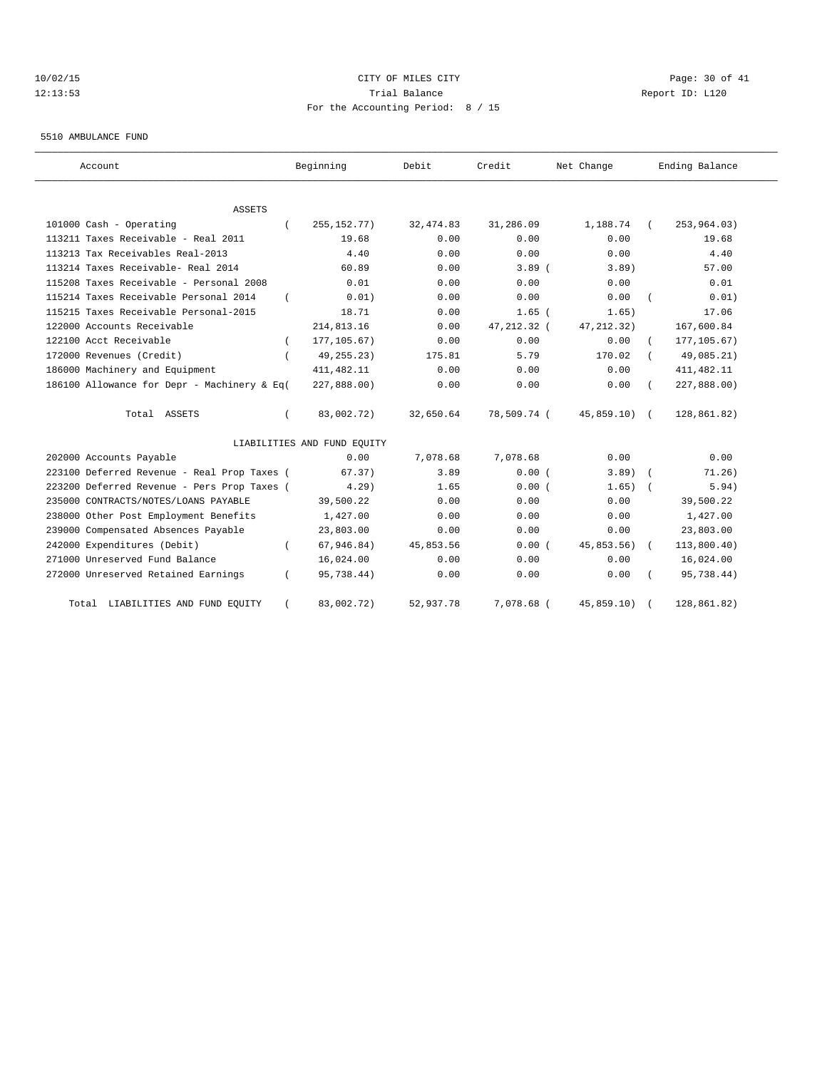10/02/15 CITY OF MILES CITY
12:13:53 Trial Balance Report ID: L120
For the Accounting Period: 8 / 15

5510 AMBULANCE FUND

| Account | Beginning | Debit | Credit | Net Change | Ending Balance |
|---|---|---|---|---|---|
| ASSETS | | | | | |
| 101000 Cash - Operating | ( 255,152.77) | 32,474.83 | 31,286.09 | 1,188.74 | ( 253,964.03) |
| 113211 Taxes Receivable - Real 2011 | 19.68 | 0.00 | 0.00 | 0.00 | 19.68 |
| 113213 Tax Receivables Real-2013 | 4.40 | 0.00 | 0.00 | 0.00 | 4.40 |
| 113214 Taxes Receivable- Real 2014 | 60.89 | 0.00 | 3.89 | ( 3.89) | 57.00 |
| 115208 Taxes Receivable - Personal 2008 | 0.01 | 0.00 | 0.00 | 0.00 | 0.01 |
| 115214 Taxes Receivable Personal 2014 | ( 0.01) | 0.00 | 0.00 | 0.00 | ( 0.01) |
| 115215 Taxes Receivable Personal-2015 | 18.71 | 0.00 | 1.65 | ( 1.65) | 17.06 |
| 122000 Accounts Receivable | 214,813.16 | 0.00 | 47,212.32 | ( 47,212.32) | 167,600.84 |
| 122100 Acct Receivable | ( 177,105.67) | 0.00 | 0.00 | 0.00 | ( 177,105.67) |
| 172000 Revenues (Credit) | ( 49,255.23) | 175.81 | 5.79 | 170.02 | ( 49,085.21) |
| 186000 Machinery and Equipment | 411,482.11 | 0.00 | 0.00 | 0.00 | 411,482.11 |
| 186100 Allowance for Depr - Machinery & Eq | ( 227,888.00) | 0.00 | 0.00 | 0.00 | ( 227,888.00) |
| Total ASSETS | ( 83,002.72) | 32,650.64 | 78,509.74 | ( 45,859.10) | ( 128,861.82) |
| LIABILITIES AND FUND EQUITY | | | | | |
| 202000 Accounts Payable | 0.00 | 7,078.68 | 7,078.68 | 0.00 | 0.00 |
| 223100 Deferred Revenue - Real Prop Taxes | ( 67.37) | 3.89 | 0.00 | ( 3.89) | ( 71.26) |
| 223200 Deferred Revenue - Pers Prop Taxes | ( 4.29) | 1.65 | 0.00 | ( 1.65) | ( 5.94) |
| 235000 CONTRACTS/NOTES/LOANS PAYABLE | 39,500.22 | 0.00 | 0.00 | 0.00 | 39,500.22 |
| 238000 Other Post Employment Benefits | 1,427.00 | 0.00 | 0.00 | 0.00 | 1,427.00 |
| 239000 Compensated Absences Payable | 23,803.00 | 0.00 | 0.00 | 0.00 | 23,803.00 |
| 242000 Expenditures (Debit) | ( 67,946.84) | 45,853.56 | 0.00 | ( 45,853.56) | ( 113,800.40) |
| 271000 Unreserved Fund Balance | 16,024.00 | 0.00 | 0.00 | 0.00 | 16,024.00 |
| 272000 Unreserved Retained Earnings | ( 95,738.44) | 0.00 | 0.00 | 0.00 | ( 95,738.44) |
| Total LIABILITIES AND FUND EQUITY | ( 83,002.72) | 52,937.78 | 7,078.68 | ( 45,859.10) | ( 128,861.82) |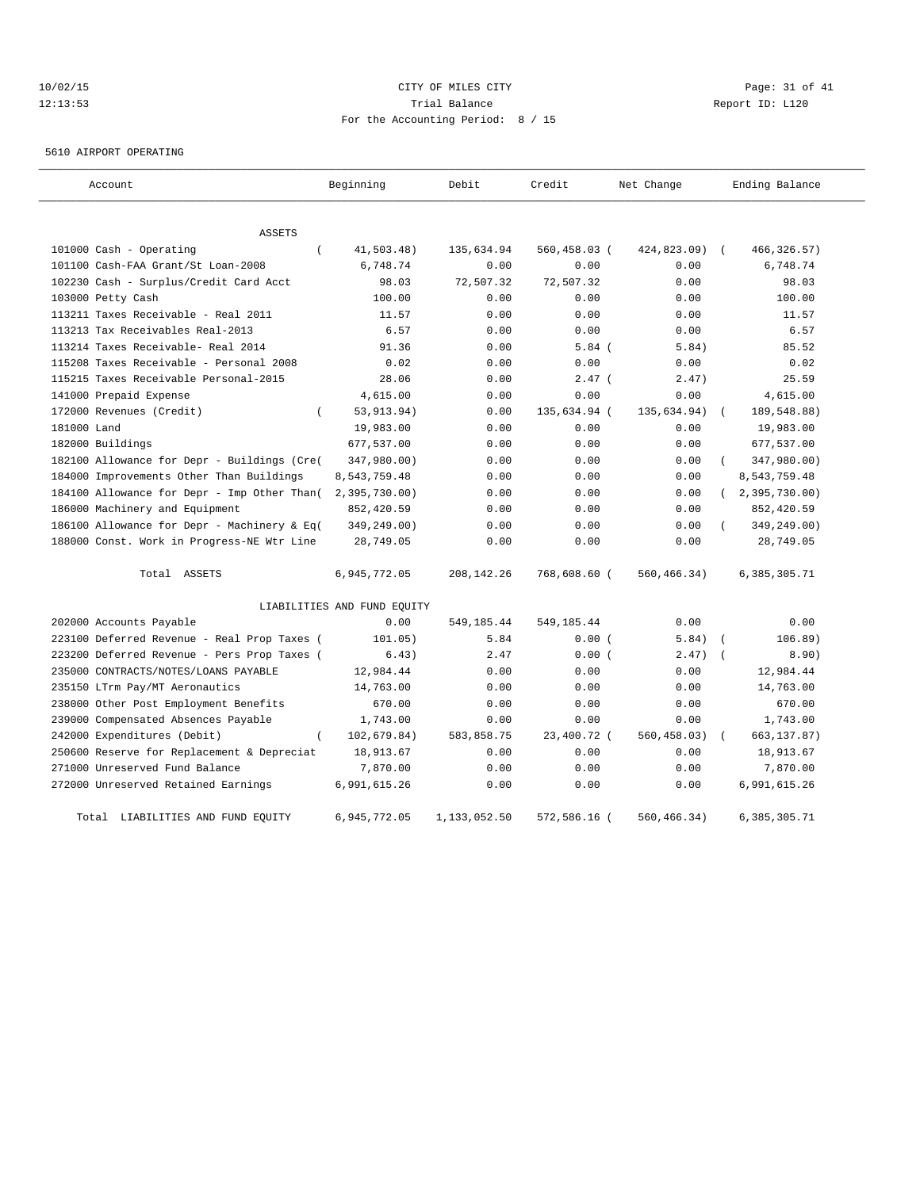10/02/15 CITY OF MILES CITY
12:13:53 Trial Balance Report ID: L120
For the Accounting Period: 8 / 15

5610 AIRPORT OPERATING

| Account | Beginning | Debit | Credit | Net Change | Ending Balance |
|---|---|---|---|---|---|
| ASSETS | | | | | |
| 101000 Cash - Operating | (41,503.48) | 135,634.94 | 560,458.03 | (424,823.09) | (466,326.57) |
| 101100 Cash-FAA Grant/St Loan-2008 | 6,748.74 | 0.00 | 0.00 | 0.00 | 6,748.74 |
| 102230 Cash - Surplus/Credit Card Acct | 98.03 | 72,507.32 | 72,507.32 | 0.00 | 98.03 |
| 103000 Petty Cash | 100.00 | 0.00 | 0.00 | 0.00 | 100.00 |
| 113211 Taxes Receivable - Real 2011 | 11.57 | 0.00 | 0.00 | 0.00 | 11.57 |
| 113213 Tax Receivables Real-2013 | 6.57 | 0.00 | 0.00 | 0.00 | 6.57 |
| 113214 Taxes Receivable- Real 2014 | 91.36 | 0.00 | 5.84 | (5.84) | 85.52 |
| 115208 Taxes Receivable - Personal 2008 | 0.02 | 0.00 | 0.00 | 0.00 | 0.02 |
| 115215 Taxes Receivable Personal-2015 | 28.06 | 0.00 | 2.47 | (2.47) | 25.59 |
| 141000 Prepaid Expense | 4,615.00 | 0.00 | 0.00 | 0.00 | 4,615.00 |
| 172000 Revenues (Credit) | (53,913.94) | 0.00 | 135,634.94 | (135,634.94) | (189,548.88) |
| 181000 Land | 19,983.00 | 0.00 | 0.00 | 0.00 | 19,983.00 |
| 182000 Buildings | 677,537.00 | 0.00 | 0.00 | 0.00 | 677,537.00 |
| 182100 Allowance for Depr - Buildings (Cre | (347,980.00) | 0.00 | 0.00 | 0.00 | (347,980.00) |
| 184000 Improvements Other Than Buildings | 8,543,759.48 | 0.00 | 0.00 | 0.00 | 8,543,759.48 |
| 184100 Allowance for Depr - Imp Other Than | (2,395,730.00) | 0.00 | 0.00 | 0.00 | (2,395,730.00) |
| 186000 Machinery and Equipment | 852,420.59 | 0.00 | 0.00 | 0.00 | 852,420.59 |
| 186100 Allowance for Depr - Machinery & Eq | (349,249.00) | 0.00 | 0.00 | 0.00 | (349,249.00) |
| 188000 Const. Work in Progress-NE Wtr Line | 28,749.05 | 0.00 | 0.00 | 0.00 | 28,749.05 |
| Total ASSETS | 6,945,772.05 | 208,142.26 | 768,608.60 | (560,466.34) | 6,385,305.71 |
| LIABILITIES AND FUND EQUITY | | | | | |
| 202000 Accounts Payable | 0.00 | 549,185.44 | 549,185.44 | 0.00 | 0.00 |
| 223100 Deferred Revenue - Real Prop Taxes | (101.05) | 5.84 | 0.00 | (5.84) | (106.89) |
| 223200 Deferred Revenue - Pers Prop Taxes | (6.43) | 2.47 | 0.00 | (2.47) | (8.90) |
| 235000 CONTRACTS/NOTES/LOANS PAYABLE | 12,984.44 | 0.00 | 0.00 | 0.00 | 12,984.44 |
| 235150 LTrm Pay/MT Aeronautics | 14,763.00 | 0.00 | 0.00 | 0.00 | 14,763.00 |
| 238000 Other Post Employment Benefits | 670.00 | 0.00 | 0.00 | 0.00 | 670.00 |
| 239000 Compensated Absences Payable | 1,743.00 | 0.00 | 0.00 | 0.00 | 1,743.00 |
| 242000 Expenditures (Debit) | (102,679.84) | 583,858.75 | 23,400.72 | (560,458.03) | (663,137.87) |
| 250600 Reserve for Replacement & Depreciat | 18,913.67 | 0.00 | 0.00 | 0.00 | 18,913.67 |
| 271000 Unreserved Fund Balance | 7,870.00 | 0.00 | 0.00 | 0.00 | 7,870.00 |
| 272000 Unreserved Retained Earnings | 6,991,615.26 | 0.00 | 0.00 | 0.00 | 6,991,615.26 |
| Total LIABILITIES AND FUND EQUITY | 6,945,772.05 | 1,133,052.50 | 572,586.16 | (560,466.34) | 6,385,305.71 |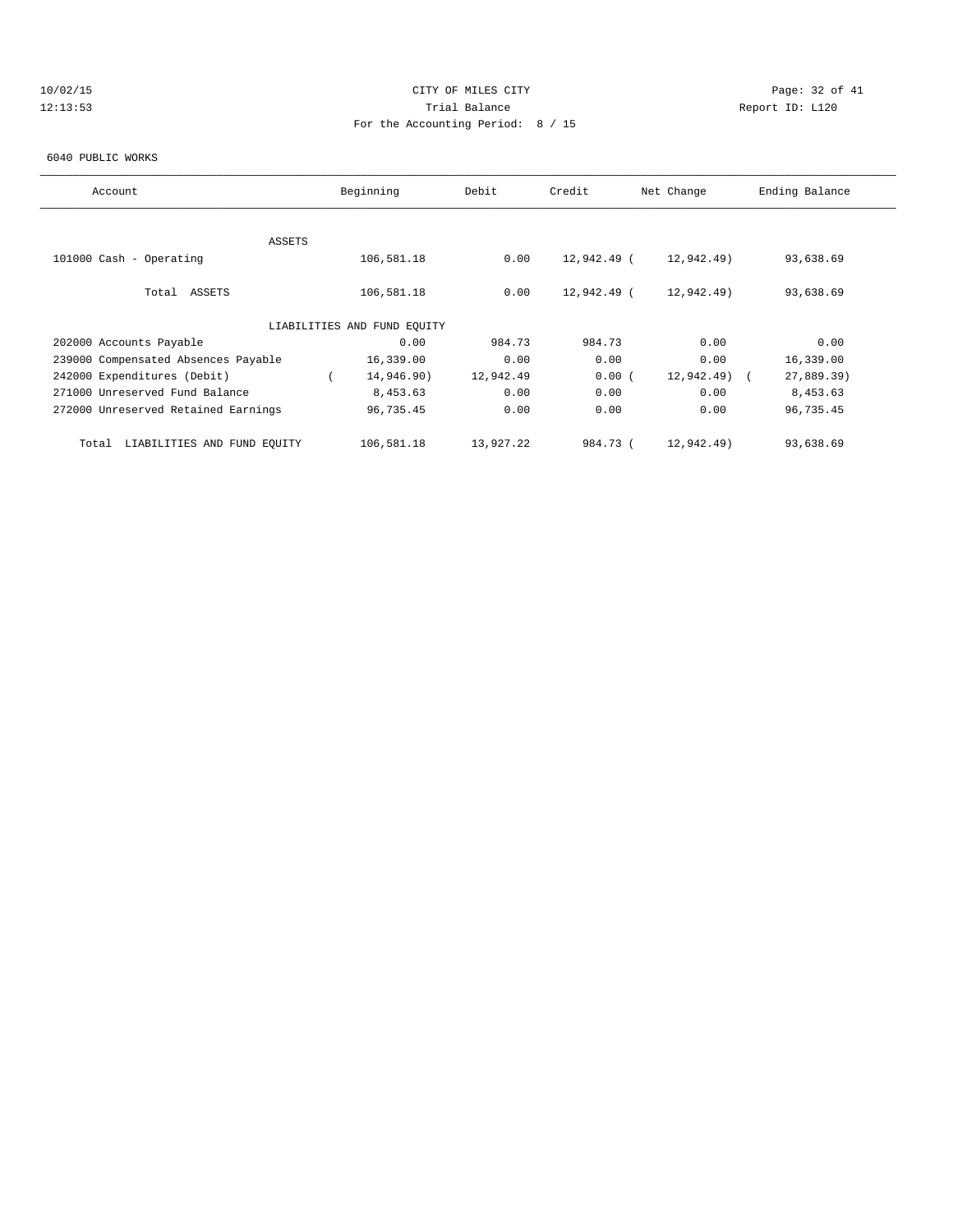CITY OF MILES CITY
Trial Balance
For the Accounting Period: 8 / 15

10/02/15
12:13:53

Report ID: L120

6040 PUBLIC WORKS

| Account | Beginning | Debit | Credit | Net Change | Ending Balance |
|---|---|---|---|---|---|
| ASSETS | | | | | |
| 101000 Cash - Operating | 106,581.18 | 0.00 | 12,942.49 | ( 12,942.49) | 93,638.69 |
| Total ASSETS | 106,581.18 | 0.00 | 12,942.49 | ( 12,942.49) | 93,638.69 |
| LIABILITIES AND FUND EQUITY | | | | | |
| 202000 Accounts Payable | 0.00 | 984.73 | 984.73 | 0.00 | 0.00 |
| 239000 Compensated Absences Payable | 16,339.00 | 0.00 | 0.00 | 0.00 | 16,339.00 |
| 242000 Expenditures (Debit) | ( 14,946.90) | 12,942.49 | 0.00 | ( 12,942.49) | ( 27,889.39) |
| 271000 Unreserved Fund Balance | 8,453.63 | 0.00 | 0.00 | 0.00 | 8,453.63 |
| 272000 Unreserved Retained Earnings | 96,735.45 | 0.00 | 0.00 | 0.00 | 96,735.45 |
| Total LIABILITIES AND FUND EQUITY | 106,581.18 | 13,927.22 | 984.73 | ( 12,942.49) | 93,638.69 |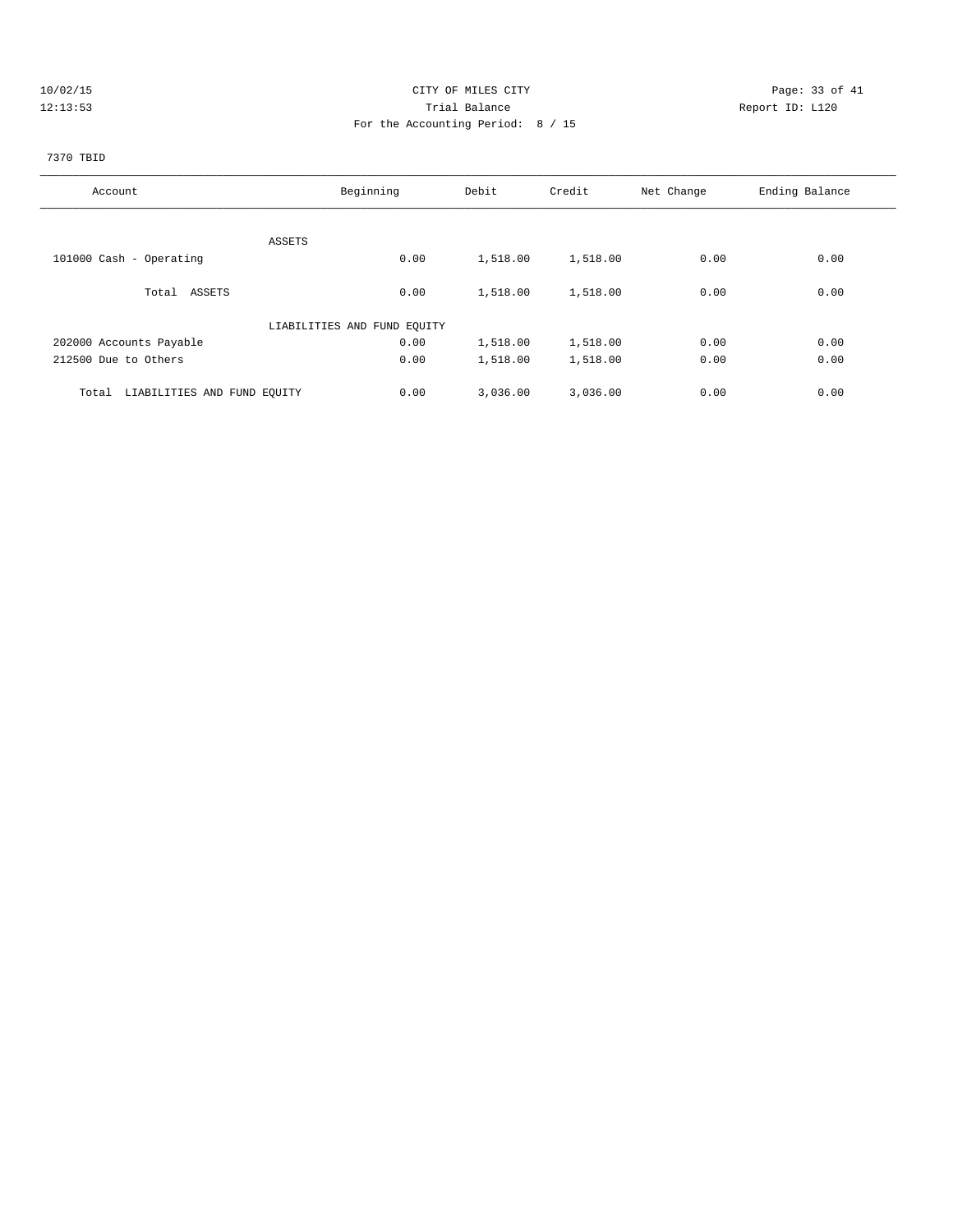CITY OF MILES CITY
Trial Balance
For the Accounting Period: 8 / 15

10/02/15
12:13:53

Report ID: L120

7370 TBID

| Account | Beginning | Debit | Credit | Net Change | Ending Balance |
|---|---|---|---|---|---|
| ASSETS | | | | | |
| 101000 Cash - Operating | 0.00 | 1,518.00 | 1,518.00 | 0.00 | 0.00 |
| Total ASSETS | 0.00 | 1,518.00 | 1,518.00 | 0.00 | 0.00 |
| LIABILITIES AND FUND EQUITY | | | | | |
| 202000 Accounts Payable | 0.00 | 1,518.00 | 1,518.00 | 0.00 | 0.00 |
| 212500 Due to Others | 0.00 | 1,518.00 | 1,518.00 | 0.00 | 0.00 |
| Total LIABILITIES AND FUND EQUITY | 0.00 | 3,036.00 | 3,036.00 | 0.00 | 0.00 |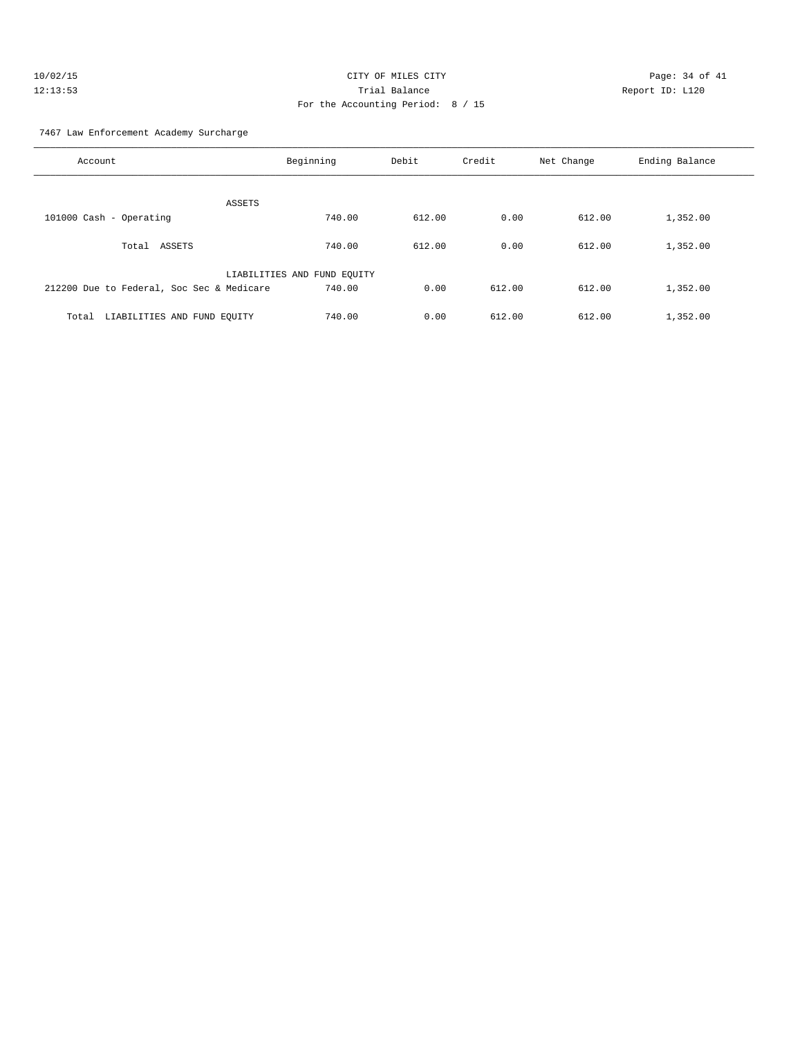CITY OF MILES CITY
Trial Balance
For the Accounting Period: 8 / 15

10/02/15
12:13:53

Report ID: L120

7467 Law Enforcement Academy Surcharge

| Account | Beginning | Debit | Credit | Net Change | Ending Balance |
|---|---|---|---|---|---|
| ASSETS | | | | | |
| 101000 Cash - Operating | 740.00 | 612.00 | 0.00 | 612.00 | 1,352.00 |
| Total ASSETS | 740.00 | 612.00 | 0.00 | 612.00 | 1,352.00 |
| LIABILITIES AND FUND EQUITY | | | | | |
| 212200 Due to Federal, Soc Sec & Medicare | 740.00 | 0.00 | 612.00 | 612.00 | 1,352.00 |
| Total LIABILITIES AND FUND EQUITY | 740.00 | 0.00 | 612.00 | 612.00 | 1,352.00 |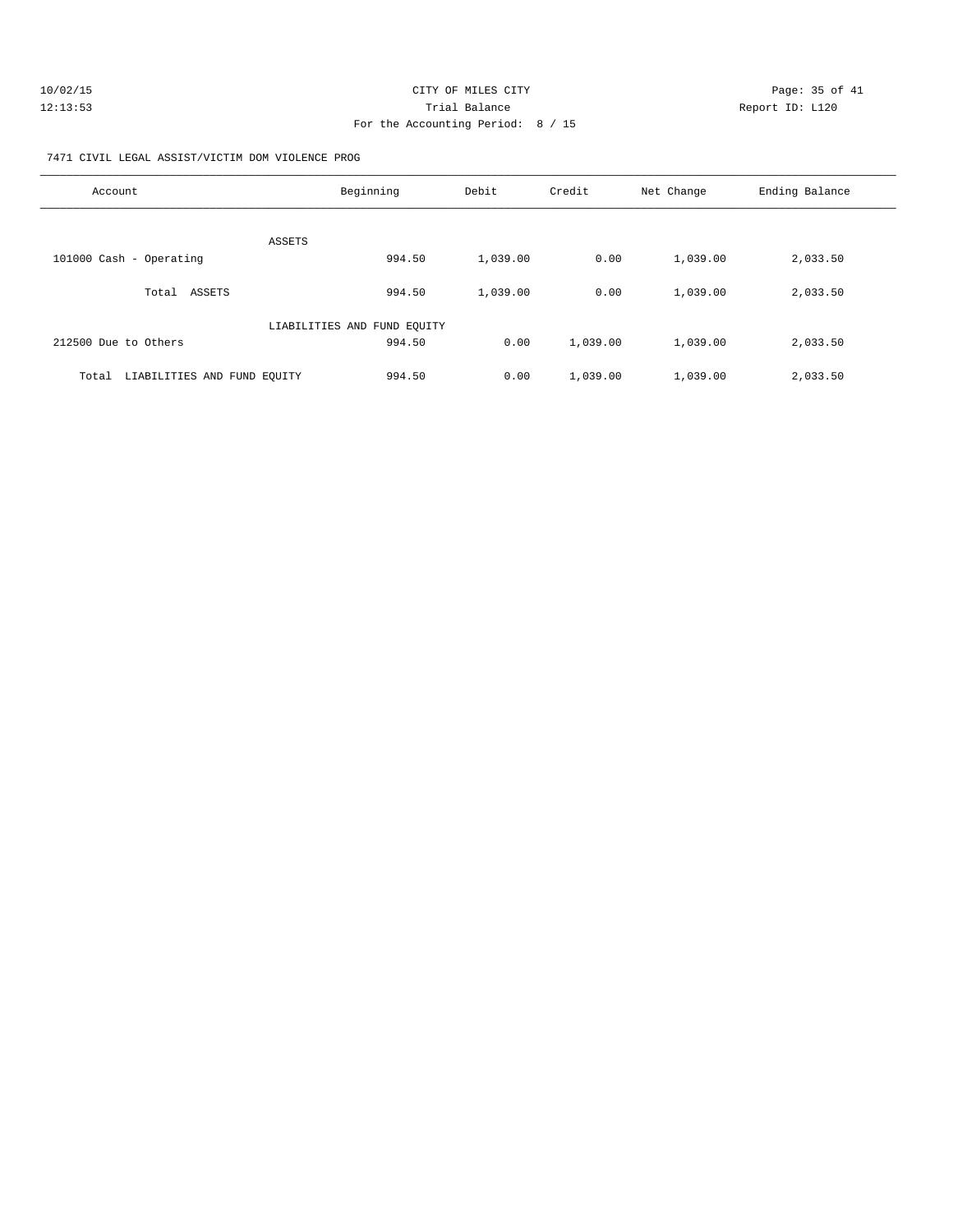CITY OF MILES CITY

Trial Balance

For the Accounting Period: 8 / 15

10/02/15 12:13:53 Report ID: L120

7471 CIVIL LEGAL ASSIST/VICTIM DOM VIOLENCE PROG

| Account | Beginning | Debit | Credit | Net Change | Ending Balance |
|---|---|---|---|---|---|
| ASSETS | | | | | |
| 101000 Cash - Operating | 994.50 | 1,039.00 | 0.00 | 1,039.00 | 2,033.50 |
| Total ASSETS | 994.50 | 1,039.00 | 0.00 | 1,039.00 | 2,033.50 |
| LIABILITIES AND FUND EQUITY | | | | | |
| 212500 Due to Others | 994.50 | 0.00 | 1,039.00 | 1,039.00 | 2,033.50 |
| Total LIABILITIES AND FUND EQUITY | 994.50 | 0.00 | 1,039.00 | 1,039.00 | 2,033.50 |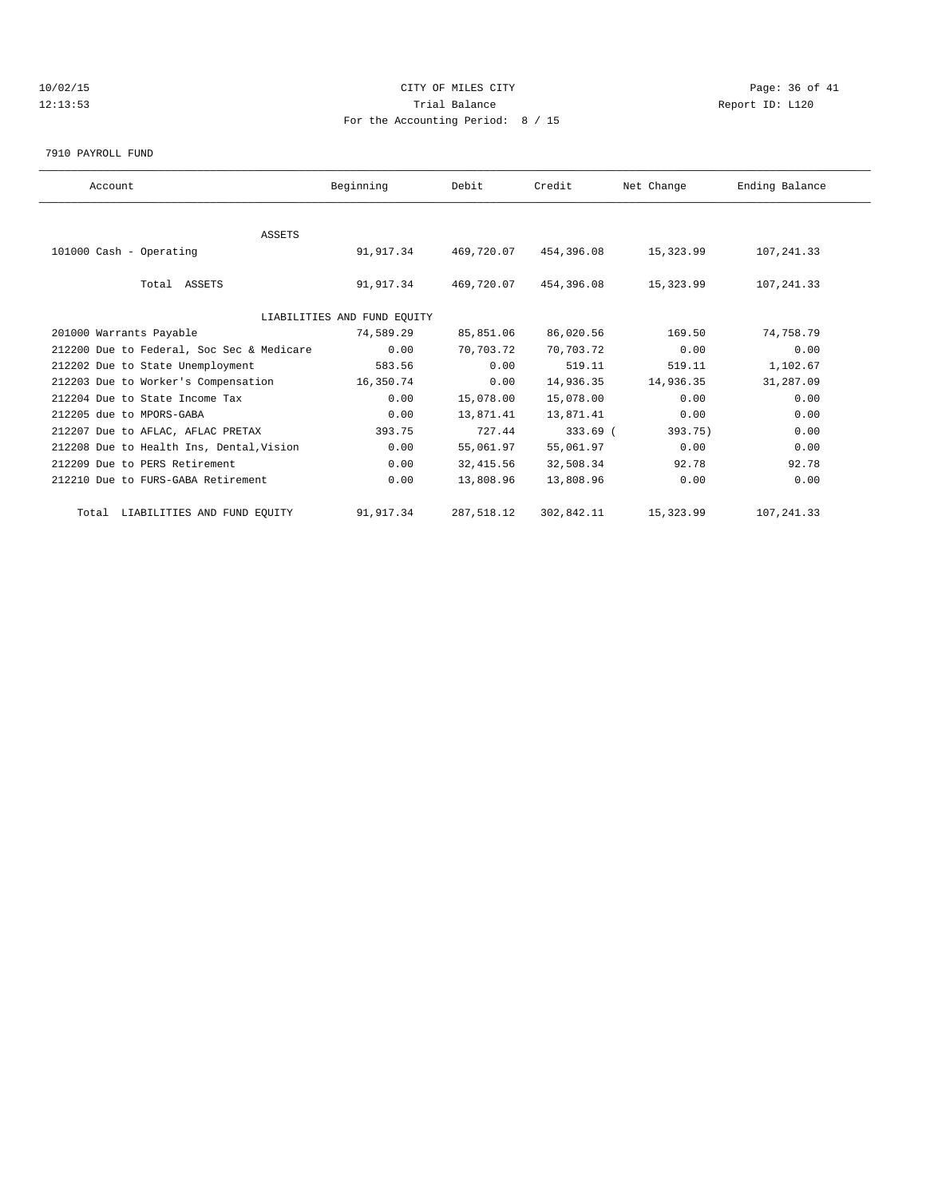CITY OF MILES CITY

Trial Balance

For the Accounting Period: 8 / 15

10/02/15 12:13:53 Report ID: L120

7910 PAYROLL FUND

| Account | Beginning | Debit | Credit | Net Change | Ending Balance |
|---|---|---|---|---|---|
| ASSETS | | | | | |
| 101000 Cash - Operating | 91,917.34 | 469,720.07 | 454,396.08 | 15,323.99 | 107,241.33 |
| Total ASSETS | 91,917.34 | 469,720.07 | 454,396.08 | 15,323.99 | 107,241.33 |
| LIABILITIES AND FUND EQUITY | | | | | |
| 201000 Warrants Payable | 74,589.29 | 85,851.06 | 86,020.56 | 169.50 | 74,758.79 |
| 212200 Due to Federal, Soc Sec & Medicare | 0.00 | 70,703.72 | 70,703.72 | 0.00 | 0.00 |
| 212202 Due to State Unemployment | 583.56 | 0.00 | 519.11 | 519.11 | 1,102.67 |
| 212203 Due to Worker's Compensation | 16,350.74 | 0.00 | 14,936.35 | 14,936.35 | 31,287.09 |
| 212204 Due to State Income Tax | 0.00 | 15,078.00 | 15,078.00 | 0.00 | 0.00 |
| 212205 due to MPORS-GABA | 0.00 | 13,871.41 | 13,871.41 | 0.00 | 0.00 |
| 212207 Due to AFLAC, AFLAC PRETAX | 393.75 | 727.44 | 333.69 | (393.75) | 0.00 |
| 212208 Due to Health Ins, Dental,Vision | 0.00 | 55,061.97 | 55,061.97 | 0.00 | 0.00 |
| 212209 Due to PERS Retirement | 0.00 | 32,415.56 | 32,508.34 | 92.78 | 92.78 |
| 212210 Due to FURS-GABA Retirement | 0.00 | 13,808.96 | 13,808.96 | 0.00 | 0.00 |
| Total LIABILITIES AND FUND EQUITY | 91,917.34 | 287,518.12 | 302,842.11 | 15,323.99 | 107,241.33 |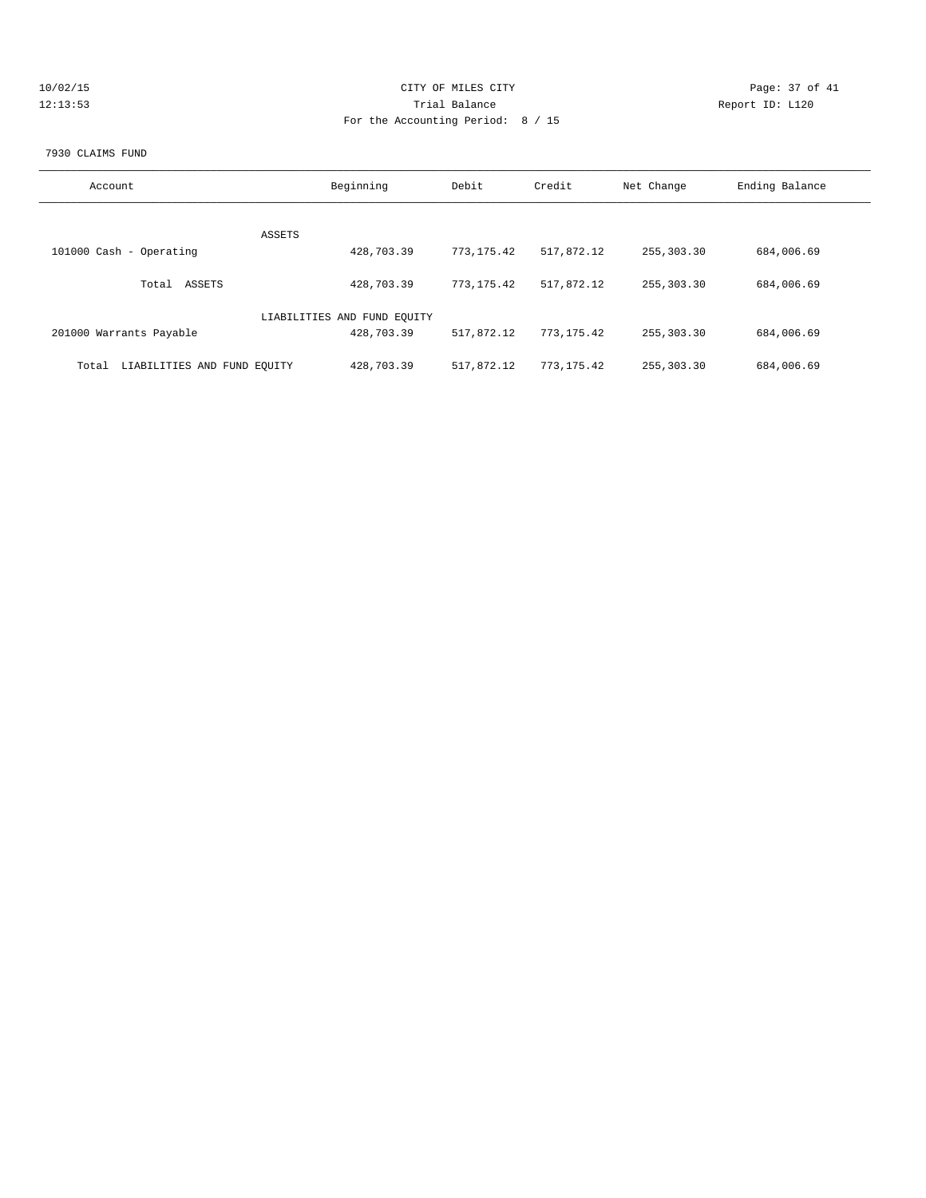CITY OF MILES CITY
Trial Balance
For the Accounting Period: 8 / 15

10/02/15
12:13:53

Report ID: L120

7930 CLAIMS FUND

| Account | Beginning | Debit | Credit | Net Change | Ending Balance |
|---|---|---|---|---|---|
| ASSETS | | | | | |
| 101000 Cash - Operating | 428,703.39 | 773,175.42 | 517,872.12 | 255,303.30 | 684,006.69 |
| Total ASSETS | 428,703.39 | 773,175.42 | 517,872.12 | 255,303.30 | 684,006.69 |
| LIABILITIES AND FUND EQUITY | | | | | |
| 201000 Warrants Payable | 428,703.39 | 517,872.12 | 773,175.42 | 255,303.30 | 684,006.69 |
| Total LIABILITIES AND FUND EQUITY | 428,703.39 | 517,872.12 | 773,175.42 | 255,303.30 | 684,006.69 |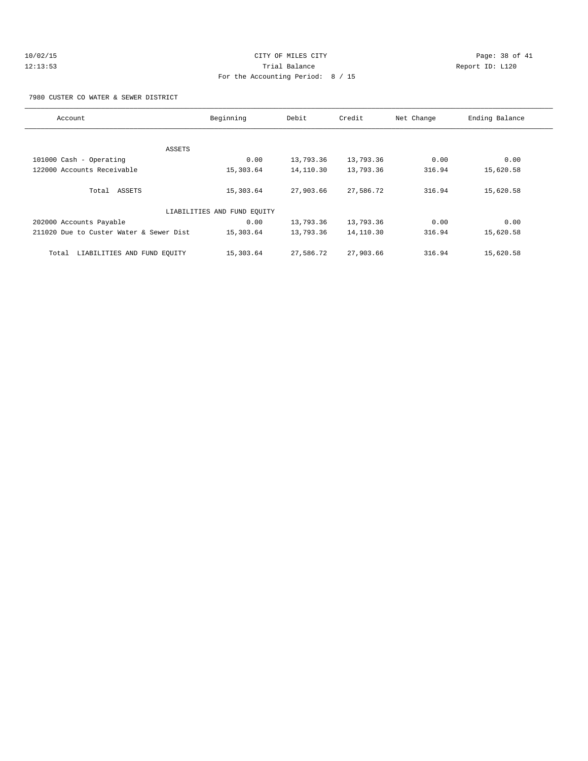CITY OF MILES CITY
Trial Balance
For the Accounting Period: 8 / 15

7980 CUSTER CO WATER & SEWER DISTRICT

| Account | Beginning | Debit | Credit | Net Change | Ending Balance |
|---|---|---|---|---|---|
| ASSETS | | | | | |
| 101000 Cash - Operating | 0.00 | 13,793.36 | 13,793.36 | 0.00 | 0.00 |
| 122000 Accounts Receivable | 15,303.64 | 14,110.30 | 13,793.36 | 316.94 | 15,620.58 |
| Total ASSETS | 15,303.64 | 27,903.66 | 27,586.72 | 316.94 | 15,620.58 |
| LIABILITIES AND FUND EQUITY | | | | | |
| 202000 Accounts Payable | 0.00 | 13,793.36 | 13,793.36 | 0.00 | 0.00 |
| 211020 Due to Custer Water & Sewer Dist | 15,303.64 | 13,793.36 | 14,110.30 | 316.94 | 15,620.58 |
| Total LIABILITIES AND FUND EQUITY | 15,303.64 | 27,586.72 | 27,903.66 | 316.94 | 15,620.58 |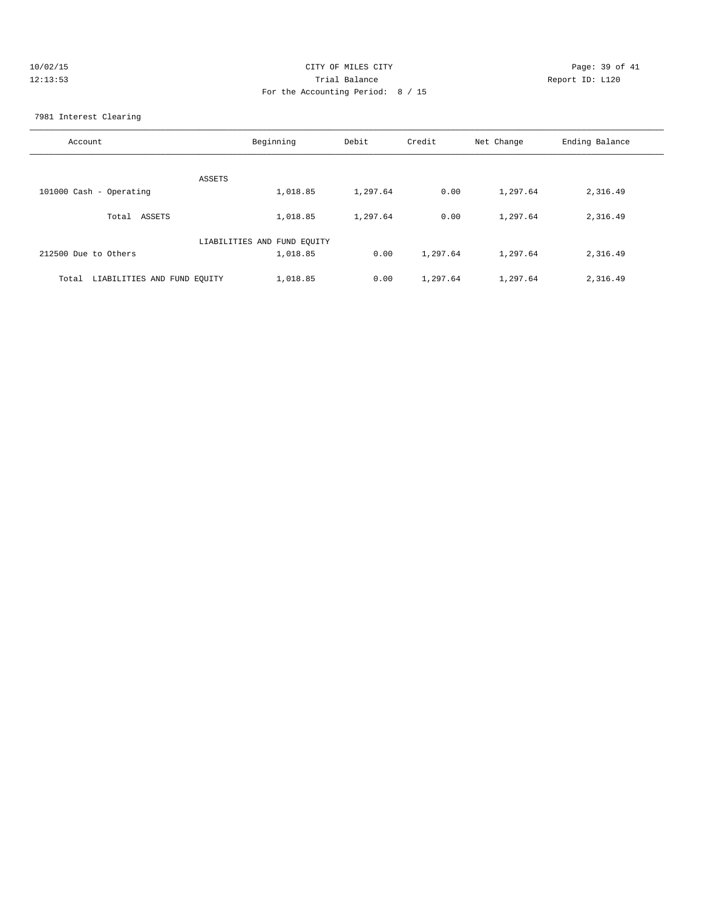CITY OF MILES CITY
Trial Balance
For the Accounting Period: 8 / 15

7981 Interest Clearing

| Account | Beginning | Debit | Credit | Net Change | Ending Balance |
|---|---|---|---|---|---|
| ASSETS | | | | | |
| 101000 Cash - Operating | 1,018.85 | 1,297.64 | 0.00 | 1,297.64 | 2,316.49 |
| Total ASSETS | 1,018.85 | 1,297.64 | 0.00 | 1,297.64 | 2,316.49 |
| LIABILITIES AND FUND EQUITY | | | | | |
| 212500 Due to Others | 1,018.85 | 0.00 | 1,297.64 | 1,297.64 | 2,316.49 |
| Total LIABILITIES AND FUND EQUITY | 1,018.85 | 0.00 | 1,297.64 | 1,297.64 | 2,316.49 |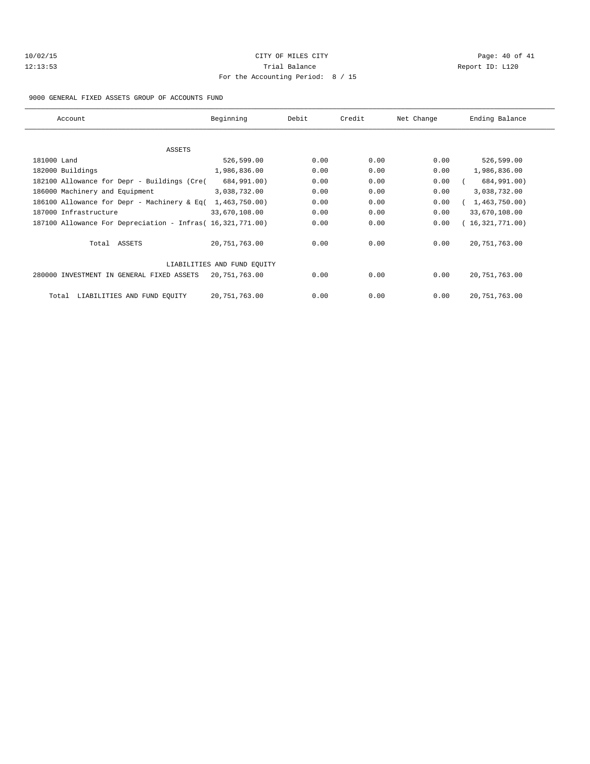CITY OF MILES CITY

Trial Balance

For the Accounting Period: 8 / 15

9000 GENERAL FIXED ASSETS GROUP OF ACCOUNTS FUND

| Account | Beginning | Debit | Credit | Net Change | Ending Balance |
|---|---|---|---|---|---|
| ASSETS | | | | | |
| 181000 Land | 526,599.00 | 0.00 | 0.00 | 0.00 | 526,599.00 |
| 182000 Buildings | 1,986,836.00 | 0.00 | 0.00 | 0.00 | 1,986,836.00 |
| 182100 Allowance for Depr - Buildings (Cre( | 684,991.00) | 0.00 | 0.00 | 0.00 | ( 684,991.00) |
| 186000 Machinery and Equipment | 3,038,732.00 | 0.00 | 0.00 | 0.00 | 3,038,732.00 |
| 186100 Allowance for Depr - Machinery & Eq( | 1,463,750.00) | 0.00 | 0.00 | 0.00 | ( 1,463,750.00) |
| 187000 Infrastructure | 33,670,108.00 | 0.00 | 0.00 | 0.00 | 33,670,108.00 |
| 187100 Allowance For Depreciation - Infras( | 16,321,771.00) | 0.00 | 0.00 | 0.00 | ( 16,321,771.00) |
| Total ASSETS | 20,751,763.00 | 0.00 | 0.00 | 0.00 | 20,751,763.00 |
| LIABILITIES AND FUND EQUITY | | | | | |
| 280000 INVESTMENT IN GENERAL FIXED ASSETS | 20,751,763.00 | 0.00 | 0.00 | 0.00 | 20,751,763.00 |
| Total LIABILITIES AND FUND EQUITY | 20,751,763.00 | 0.00 | 0.00 | 0.00 | 20,751,763.00 |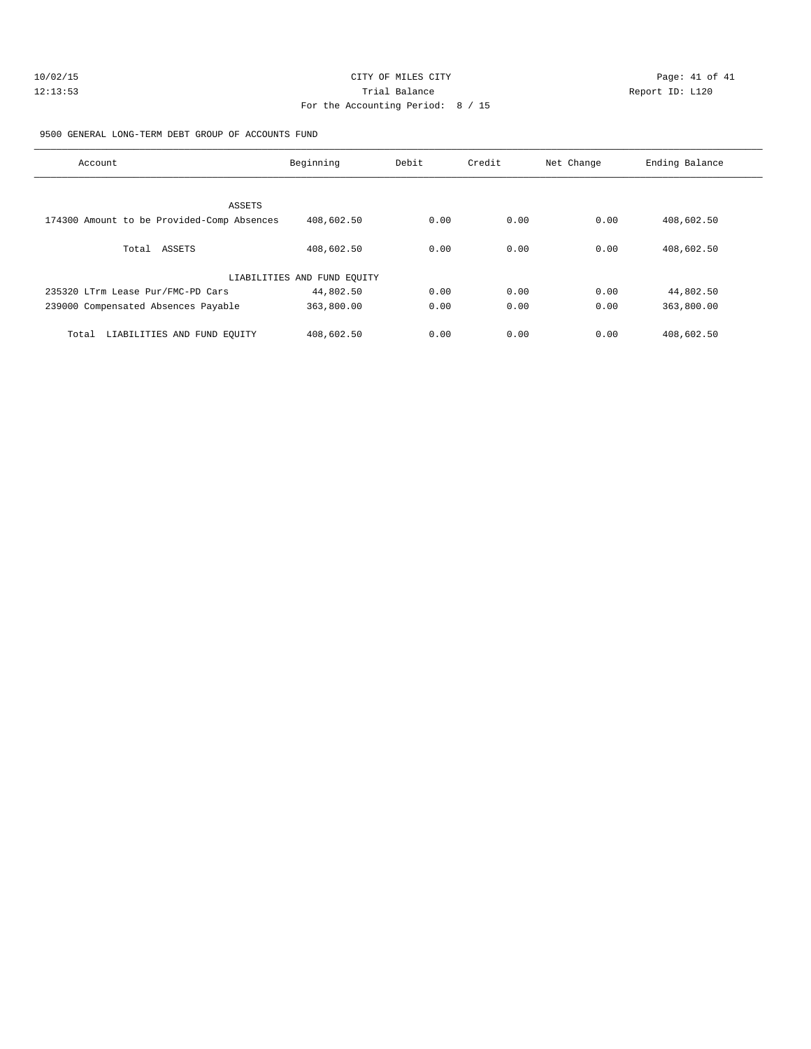CITY OF MILES CITY

Trial Balance

For the Accounting Period: 8 / 15

9500 GENERAL LONG-TERM DEBT GROUP OF ACCOUNTS FUND

| Account | Beginning | Debit | Credit | Net Change | Ending Balance |
|---|---|---|---|---|---|
| ASSETS | | | | | |
| 174300 Amount to be Provided-Comp Absences | 408,602.50 | 0.00 | 0.00 | 0.00 | 408,602.50 |
| Total ASSETS | 408,602.50 | 0.00 | 0.00 | 0.00 | 408,602.50 |
| LIABILITIES AND FUND EQUITY | | | | | |
| 235320 LTrm Lease Pur/FMC-PD Cars | 44,802.50 | 0.00 | 0.00 | 0.00 | 44,802.50 |
| 239000 Compensated Absences Payable | 363,800.00 | 0.00 | 0.00 | 0.00 | 363,800.00 |
| Total LIABILITIES AND FUND EQUITY | 408,602.50 | 0.00 | 0.00 | 0.00 | 408,602.50 |